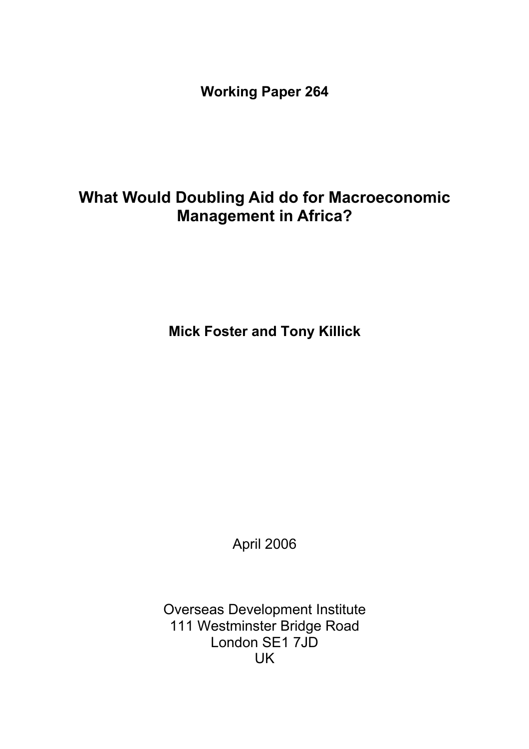**Working Paper 264**

# What Would Doubling Aid do for Macroeconomic Management in Africa?

**Mick Foster and Tony Killick**

April 2006

Overseas Development Institute
111 Westminster Bridge Road
London SE1 7JD
UK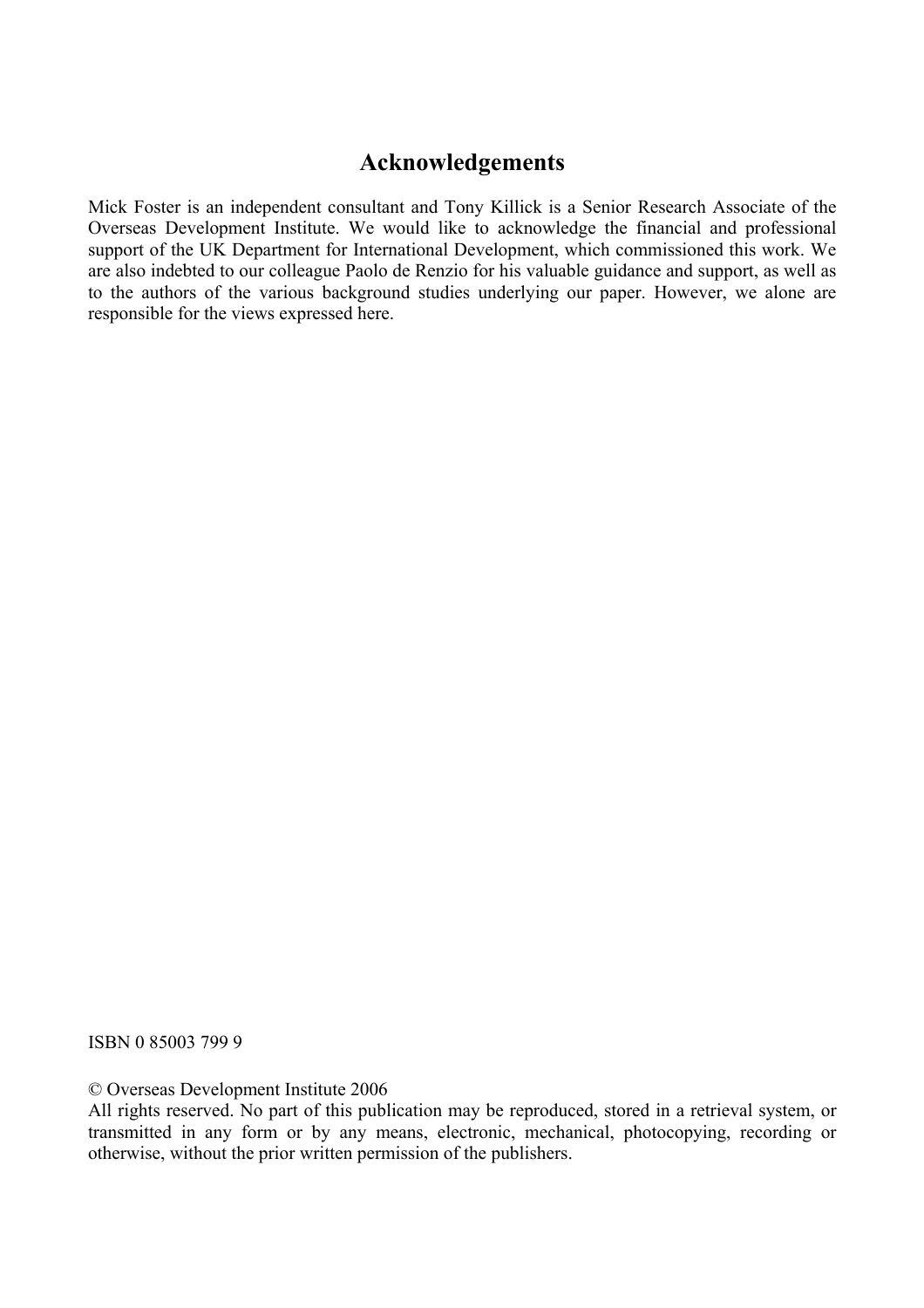## Acknowledgements

Mick Foster is an independent consultant and Tony Killick is a Senior Research Associate of the Overseas Development Institute. We would like to acknowledge the financial and professional support of the UK Department for International Development, which commissioned this work. We are also indebted to our colleague Paolo de Renzio for his valuable guidance and support, as well as to the authors of the various background studies underlying our paper. However, we alone are responsible for the views expressed here.

ISBN 0 85003 799 9

© Overseas Development Institute 2006
All rights reserved. No part of this publication may be reproduced, stored in a retrieval system, or transmitted in any form or by any means, electronic, mechanical, photocopying, recording or otherwise, without the prior written permission of the publishers.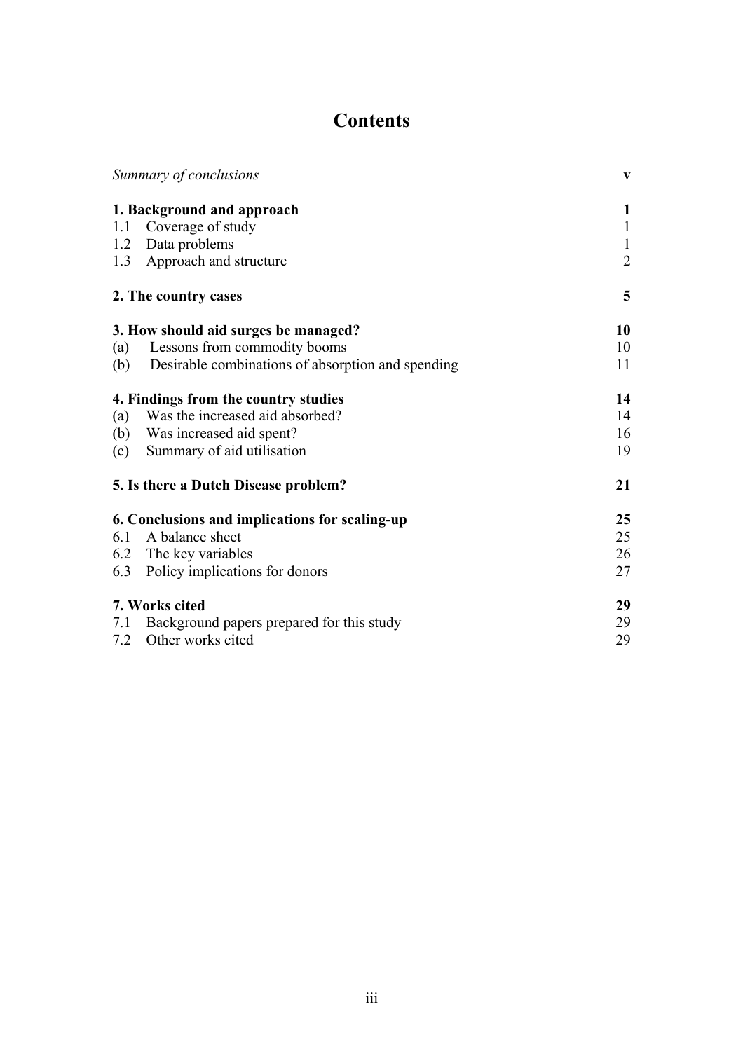# Contents

| | |
|---|---|
| *Summary of conclusions* | **v** |
| **1. Background and approach** | **1** |
| 1.1 Coverage of study | 1 |
| 1.2 Data problems | 1 |
| 1.3 Approach and structure | 2 |
| **2. The country cases** | **5** |
| **3. How should aid surges be managed?** | **10** |
| (a) Lessons from commodity booms | 10 |
| (b) Desirable combinations of absorption and spending | 11 |
| **4. Findings from the country studies** | **14** |
| (a) Was the increased aid absorbed? | 14 |
| (b) Was increased aid spent? | 16 |
| (c) Summary of aid utilisation | 19 |
| **5. Is there a Dutch Disease problem?** | **21** |
| **6. Conclusions and implications for scaling-up** | **25** |
| 6.1 A balance sheet | 25 |
| 6.2 The key variables | 26 |
| 6.3 Policy implications for donors | 27 |
| **7. Works cited** | **29** |
| 7.1 Background papers prepared for this study | 29 |
| 7.2 Other works cited | 29 |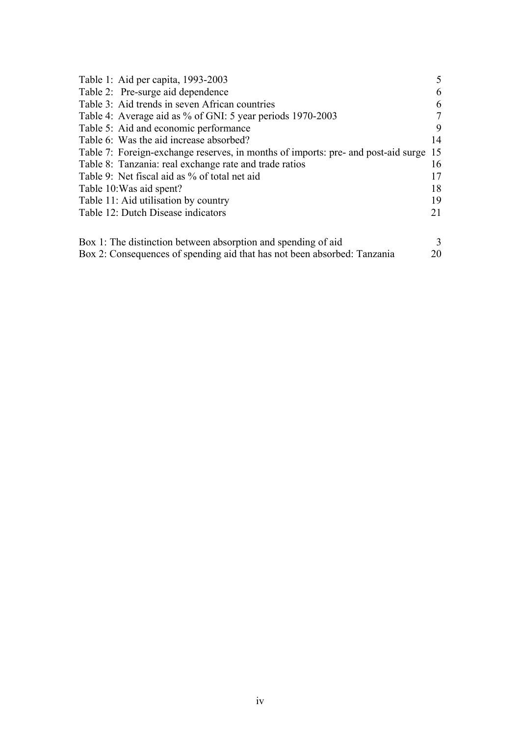| | |
|---|---|
| Table 1: Aid per capita, 1993-2003 | 5 |
| Table 2: Pre-surge aid dependence | 6 |
| Table 3: Aid trends in seven African countries | 6 |
| Table 4: Average aid as % of GNI: 5 year periods 1970-2003 | 7 |
| Table 5: Aid and economic performance | 9 |
| Table 6: Was the aid increase absorbed? | 14 |
| Table 7: Foreign-exchange reserves, in months of imports: pre- and post-aid surge | 15 |
| Table 8: Tanzania: real exchange rate and trade ratios | 16 |
| Table 9: Net fiscal aid as % of total net aid | 17 |
| Table 10: Was aid spent? | 18 |
| Table 11: Aid utilisation by country | 19 |
| Table 12: Dutch Disease indicators | 21 |

| | |
|---|---|
| Box 1: The distinction between absorption and spending of aid | 3 |
| Box 2: Consequences of spending aid that has not been absorbed: Tanzania | 20 |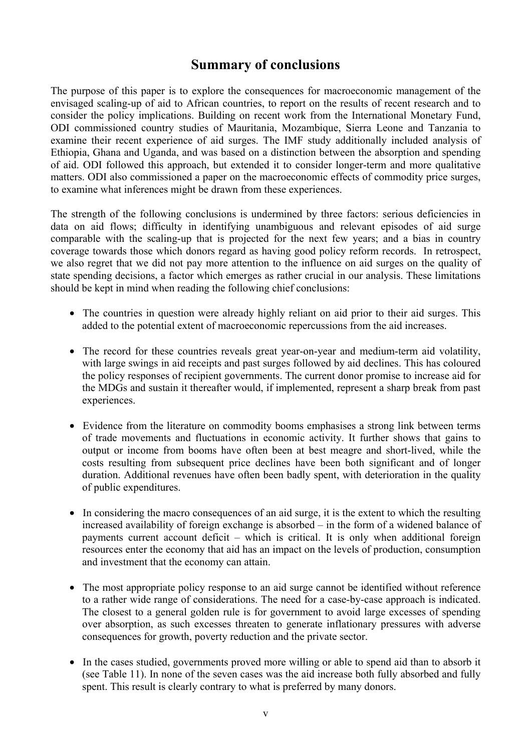# Summary of conclusions

The purpose of this paper is to explore the consequences for macroeconomic management of the envisaged scaling-up of aid to African countries, to report on the results of recent research and to consider the policy implications. Building on recent work from the International Monetary Fund, ODI commissioned country studies of Mauritania, Mozambique, Sierra Leone and Tanzania to examine their recent experience of aid surges. The IMF study additionally included analysis of Ethiopia, Ghana and Uganda, and was based on a distinction between the absorption and spending of aid. ODI followed this approach, but extended it to consider longer-term and more qualitative matters. ODI also commissioned a paper on the macroeconomic effects of commodity price surges, to examine what inferences might be drawn from these experiences.

The strength of the following conclusions is undermined by three factors: serious deficiencies in data on aid flows; difficulty in identifying unambiguous and relevant episodes of aid surge comparable with the scaling-up that is projected for the next few years; and a bias in country coverage towards those which donors regard as having good policy reform records. In retrospect, we also regret that we did not pay more attention to the influence on aid surges on the quality of state spending decisions, a factor which emerges as rather crucial in our analysis. These limitations should be kept in mind when reading the following chief conclusions:

- The countries in question were already highly reliant on aid prior to their aid surges. This added to the potential extent of macroeconomic repercussions from the aid increases.

- The record for these countries reveals great year-on-year and medium-term aid volatility, with large swings in aid receipts and past surges followed by aid declines. This has coloured the policy responses of recipient governments. The current donor promise to increase aid for the MDGs and sustain it thereafter would, if implemented, represent a sharp break from past experiences.

- Evidence from the literature on commodity booms emphasises a strong link between terms of trade movements and fluctuations in economic activity. It further shows that gains to output or income from booms have often been at best meagre and short-lived, while the costs resulting from subsequent price declines have been both significant and of longer duration. Additional revenues have often been badly spent, with deterioration in the quality of public expenditures.

- In considering the macro consequences of an aid surge, it is the extent to which the resulting increased availability of foreign exchange is absorbed – in the form of a widened balance of payments current account deficit – which is critical. It is only when additional foreign resources enter the economy that aid has an impact on the levels of production, consumption and investment that the economy can attain.

- The most appropriate policy response to an aid surge cannot be identified without reference to a rather wide range of considerations. The need for a case-by-case approach is indicated. The closest to a general golden rule is for government to avoid large excesses of spending over absorption, as such excesses threaten to generate inflationary pressures with adverse consequences for growth, poverty reduction and the private sector.

- In the cases studied, governments proved more willing or able to spend aid than to absorb it (see Table 11). In none of the seven cases was the aid increase both fully absorbed and fully spent. This result is clearly contrary to what is preferred by many donors.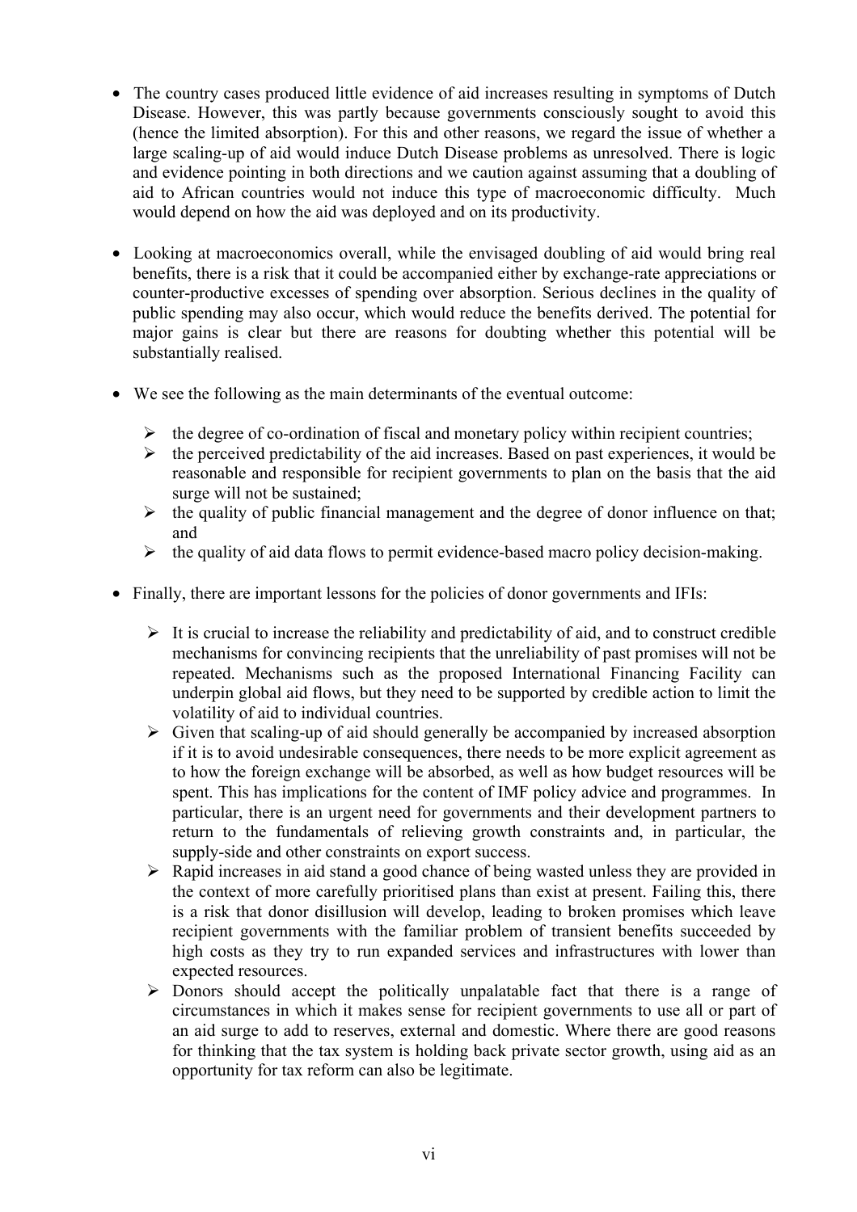- The country cases produced little evidence of aid increases resulting in symptoms of Dutch Disease. However, this was partly because governments consciously sought to avoid this (hence the limited absorption). For this and other reasons, we regard the issue of whether a large scaling-up of aid would induce Dutch Disease problems as unresolved. There is logic and evidence pointing in both directions and we caution against assuming that a doubling of aid to African countries would not induce this type of macroeconomic difficulty. Much would depend on how the aid was deployed and on its productivity.

- Looking at macroeconomics overall, while the envisaged doubling of aid would bring real benefits, there is a risk that it could be accompanied either by exchange-rate appreciations or counter-productive excesses of spending over absorption. Serious declines in the quality of public spending may also occur, which would reduce the benefits derived. The potential for major gains is clear but there are reasons for doubting whether this potential will be substantially realised.

- We see the following as the main determinants of the eventual outcome:

  - the degree of co-ordination of fiscal and monetary policy within recipient countries;
  - the perceived predictability of the aid increases. Based on past experiences, it would be reasonable and responsible for recipient governments to plan on the basis that the aid surge will not be sustained;
  - the quality of public financial management and the degree of donor influence on that; and
  - the quality of aid data flows to permit evidence-based macro policy decision-making.

- Finally, there are important lessons for the policies of donor governments and IFIs:

  - It is crucial to increase the reliability and predictability of aid, and to construct credible mechanisms for convincing recipients that the unreliability of past promises will not be repeated. Mechanisms such as the proposed International Financing Facility can underpin global aid flows, but they need to be supported by credible action to limit the volatility of aid to individual countries.
  - Given that scaling-up of aid should generally be accompanied by increased absorption if it is to avoid undesirable consequences, there needs to be more explicit agreement as to how the foreign exchange will be absorbed, as well as how budget resources will be spent. This has implications for the content of IMF policy advice and programmes. In particular, there is an urgent need for governments and their development partners to return to the fundamentals of relieving growth constraints and, in particular, the supply-side and other constraints on export success.
  - Rapid increases in aid stand a good chance of being wasted unless they are provided in the context of more carefully prioritised plans than exist at present. Failing this, there is a risk that donor disillusion will develop, leading to broken promises which leave recipient governments with the familiar problem of transient benefits succeeded by high costs as they try to run expanded services and infrastructures with lower than expected resources.
  - Donors should accept the politically unpalatable fact that there is a range of circumstances in which it makes sense for recipient governments to use all or part of an aid surge to add to reserves, external and domestic. Where there are good reasons for thinking that the tax system is holding back private sector growth, using aid as an opportunity for tax reform can also be legitimate.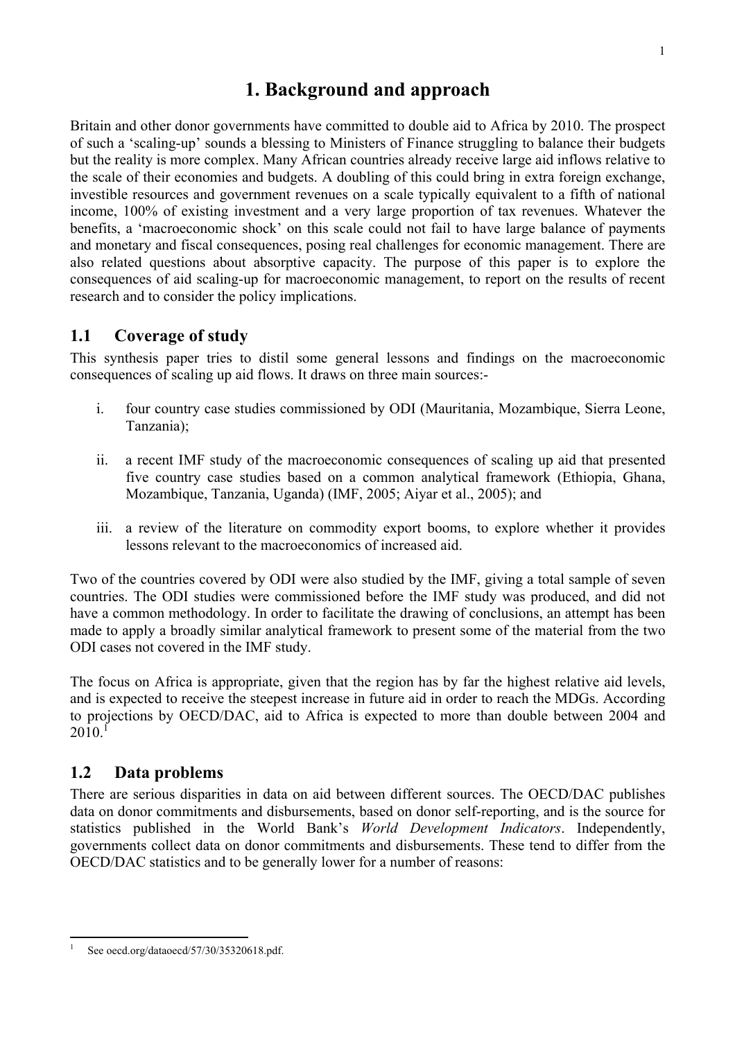# 1. Background and approach

Britain and other donor governments have committed to double aid to Africa by 2010. The prospect of such a 'scaling-up' sounds a blessing to Ministers of Finance struggling to balance their budgets but the reality is more complex. Many African countries already receive large aid inflows relative to the scale of their economies and budgets. A doubling of this could bring in extra foreign exchange, investible resources and government revenues on a scale typically equivalent to a fifth of national income, 100% of existing investment and a very large proportion of tax revenues. Whatever the benefits, a 'macroeconomic shock' on this scale could not fail to have large balance of payments and monetary and fiscal consequences, posing real challenges for economic management. There are also related questions about absorptive capacity. The purpose of this paper is to explore the consequences of aid scaling-up for macroeconomic management, to report on the results of recent research and to consider the policy implications.

## 1.1 Coverage of study

This synthesis paper tries to distil some general lessons and findings on the macroeconomic consequences of scaling up aid flows. It draws on three main sources:-

i. four country case studies commissioned by ODI (Mauritania, Mozambique, Sierra Leone, Tanzania);

ii. a recent IMF study of the macroeconomic consequences of scaling up aid that presented five country case studies based on a common analytical framework (Ethiopia, Ghana, Mozambique, Tanzania, Uganda) (IMF, 2005; Aiyar et al., 2005); and

iii. a review of the literature on commodity export booms, to explore whether it provides lessons relevant to the macroeconomics of increased aid.

Two of the countries covered by ODI were also studied by the IMF, giving a total sample of seven countries. The ODI studies were commissioned before the IMF study was produced, and did not have a common methodology. In order to facilitate the drawing of conclusions, an attempt has been made to apply a broadly similar analytical framework to present some of the material from the two ODI cases not covered in the IMF study.

The focus on Africa is appropriate, given that the region has by far the highest relative aid levels, and is expected to receive the steepest increase in future aid in order to reach the MDGs. According to projections by OECD/DAC, aid to Africa is expected to more than double between 2004 and 2010.[1]

## 1.2 Data problems

There are serious disparities in data on aid between different sources. The OECD/DAC publishes data on donor commitments and disbursements, based on donor self-reporting, and is the source for statistics published in the World Bank's *World Development Indicators*. Independently, governments collect data on donor commitments and disbursements. These tend to differ from the OECD/DAC statistics and to be generally lower for a number of reasons:

---

[1] See oecd.org/dataoecd/57/30/35320618.pdf.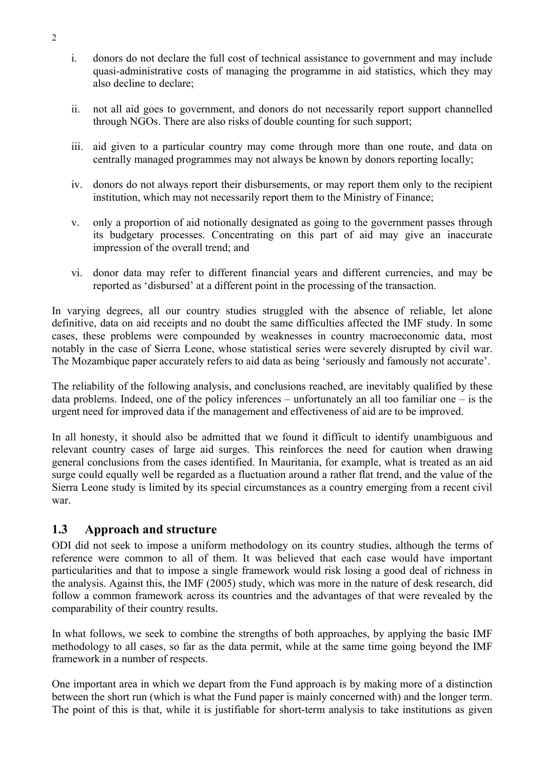i. donors do not declare the full cost of technical assistance to government and may include quasi-administrative costs of managing the programme in aid statistics, which they may also decline to declare;

ii. not all aid goes to government, and donors do not necessarily report support channelled through NGOs. There are also risks of double counting for such support;

iii. aid given to a particular country may come through more than one route, and data on centrally managed programmes may not always be known by donors reporting locally;

iv. donors do not always report their disbursements, or may report them only to the recipient institution, which may not necessarily report them to the Ministry of Finance;

v. only a proportion of aid notionally designated as going to the government passes through its budgetary processes. Concentrating on this part of aid may give an inaccurate impression of the overall trend; and

vi. donor data may refer to different financial years and different currencies, and may be reported as 'disbursed' at a different point in the processing of the transaction.

In varying degrees, all our country studies struggled with the absence of reliable, let alone definitive, data on aid receipts and no doubt the same difficulties affected the IMF study. In some cases, these problems were compounded by weaknesses in country macroeconomic data, most notably in the case of Sierra Leone, whose statistical series were severely disrupted by civil war. The Mozambique paper accurately refers to aid data as being 'seriously and famously not accurate'.

The reliability of the following analysis, and conclusions reached, are inevitably qualified by these data problems. Indeed, one of the policy inferences – unfortunately an all too familiar one – is the urgent need for improved data if the management and effectiveness of aid are to be improved.

In all honesty, it should also be admitted that we found it difficult to identify unambiguous and relevant country cases of large aid surges. This reinforces the need for caution when drawing general conclusions from the cases identified. In Mauritania, for example, what is treated as an aid surge could equally well be regarded as a fluctuation around a rather flat trend, and the value of the Sierra Leone study is limited by its special circumstances as a country emerging from a recent civil war.

## 1.3 Approach and structure

ODI did not seek to impose a uniform methodology on its country studies, although the terms of reference were common to all of them. It was believed that each case would have important particularities and that to impose a single framework would risk losing a good deal of richness in the analysis. Against this, the IMF (2005) study, which was more in the nature of desk research, did follow a common framework across its countries and the advantages of that were revealed by the comparability of their country results.

In what follows, we seek to combine the strengths of both approaches, by applying the basic IMF methodology to all cases, so far as the data permit, while at the same time going beyond the IMF framework in a number of respects.

One important area in which we depart from the Fund approach is by making more of a distinction between the short run (which is what the Fund paper is mainly concerned with) and the longer term. The point of this is that, while it is justifiable for short-term analysis to take institutions as given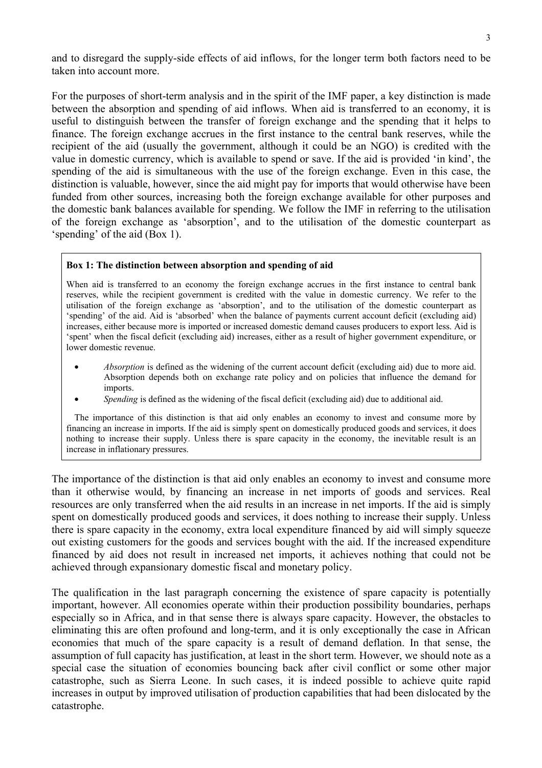and to disregard the supply-side effects of aid inflows, for the longer term both factors need to be taken into account more.

For the purposes of short-term analysis and in the spirit of the IMF paper, a key distinction is made between the absorption and spending of aid inflows. When aid is transferred to an economy, it is useful to distinguish between the transfer of foreign exchange and the spending that it helps to finance. The foreign exchange accrues in the first instance to the central bank reserves, while the recipient of the aid (usually the government, although it could be an NGO) is credited with the value in domestic currency, which is available to spend or save. If the aid is provided 'in kind', the spending of the aid is simultaneous with the use of the foreign exchange. Even in this case, the distinction is valuable, however, since the aid might pay for imports that would otherwise have been funded from other sources, increasing both the foreign exchange available for other purposes and the domestic bank balances available for spending. We follow the IMF in referring to the utilisation of the foreign exchange as 'absorption', and to the utilisation of the domestic counterpart as 'spending' of the aid (Box 1).

> **Box 1: The distinction between absorption and spending of aid**
>
> When aid is transferred to an economy the foreign exchange accrues in the first instance to central bank reserves, while the recipient government is credited with the value in domestic currency. We refer to the utilisation of the foreign exchange as 'absorption', and to the utilisation of the domestic counterpart as 'spending' of the aid. Aid is 'absorbed' when the balance of payments current account deficit (excluding aid) increases, either because more is imported or increased domestic demand causes producers to export less. Aid is 'spent' when the fiscal deficit (excluding aid) increases, either as a result of higher government expenditure, or lower domestic revenue.
>
> - *Absorption* is defined as the widening of the current account deficit (excluding aid) due to more aid. Absorption depends both on exchange rate policy and on policies that influence the demand for imports.
> - *Spending* is defined as the widening of the fiscal deficit (excluding aid) due to additional aid.
>
> The importance of this distinction is that aid only enables an economy to invest and consume more by financing an increase in imports. If the aid is simply spent on domestically produced goods and services, it does nothing to increase their supply. Unless there is spare capacity in the economy, the inevitable result is an increase in inflationary pressures.

The importance of the distinction is that aid only enables an economy to invest and consume more than it otherwise would, by financing an increase in net imports of goods and services. Real resources are only transferred when the aid results in an increase in net imports. If the aid is simply spent on domestically produced goods and services, it does nothing to increase their supply. Unless there is spare capacity in the economy, extra local expenditure financed by aid will simply squeeze out existing customers for the goods and services bought with the aid. If the increased expenditure financed by aid does not result in increased net imports, it achieves nothing that could not be achieved through expansionary domestic fiscal and monetary policy.

The qualification in the last paragraph concerning the existence of spare capacity is potentially important, however. All economies operate within their production possibility boundaries, perhaps especially so in Africa, and in that sense there is always spare capacity. However, the obstacles to eliminating this are often profound and long-term, and it is only exceptionally the case in African economies that much of the spare capacity is a result of demand deflation. In that sense, the assumption of full capacity has justification, at least in the short term. However, we should note as a special case the situation of economies bouncing back after civil conflict or some other major catastrophe, such as Sierra Leone. In such cases, it is indeed possible to achieve quite rapid increases in output by improved utilisation of production capabilities that had been dislocated by the catastrophe.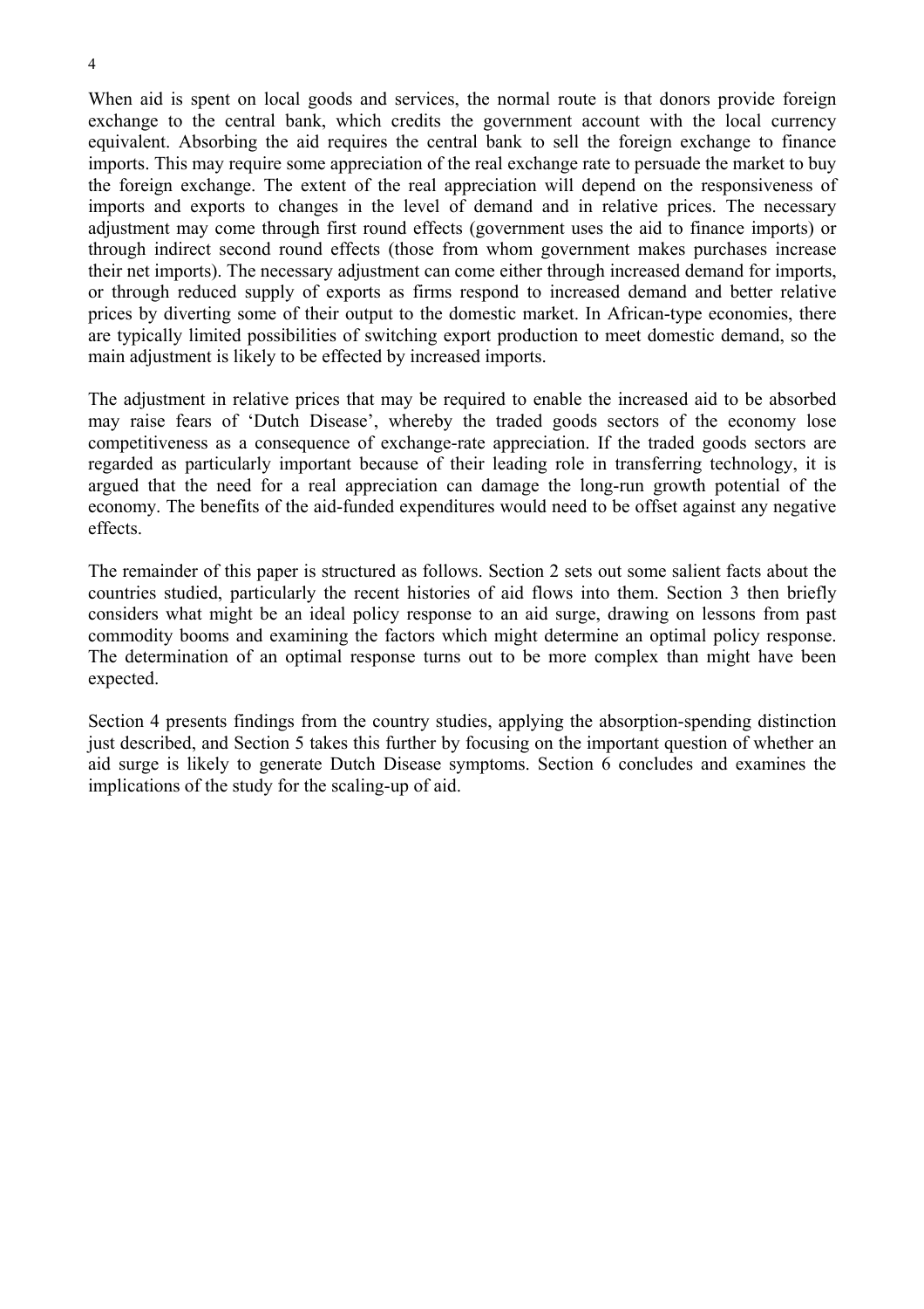When aid is spent on local goods and services, the normal route is that donors provide foreign exchange to the central bank, which credits the government account with the local currency equivalent. Absorbing the aid requires the central bank to sell the foreign exchange to finance imports. This may require some appreciation of the real exchange rate to persuade the market to buy the foreign exchange. The extent of the real appreciation will depend on the responsiveness of imports and exports to changes in the level of demand and in relative prices. The necessary adjustment may come through first round effects (government uses the aid to finance imports) or through indirect second round effects (those from whom government makes purchases increase their net imports). The necessary adjustment can come either through increased demand for imports, or through reduced supply of exports as firms respond to increased demand and better relative prices by diverting some of their output to the domestic market. In African-type economies, there are typically limited possibilities of switching export production to meet domestic demand, so the main adjustment is likely to be effected by increased imports.

The adjustment in relative prices that may be required to enable the increased aid to be absorbed may raise fears of 'Dutch Disease', whereby the traded goods sectors of the economy lose competitiveness as a consequence of exchange-rate appreciation. If the traded goods sectors are regarded as particularly important because of their leading role in transferring technology, it is argued that the need for a real appreciation can damage the long-run growth potential of the economy. The benefits of the aid-funded expenditures would need to be offset against any negative effects.

The remainder of this paper is structured as follows. Section 2 sets out some salient facts about the countries studied, particularly the recent histories of aid flows into them. Section 3 then briefly considers what might be an ideal policy response to an aid surge, drawing on lessons from past commodity booms and examining the factors which might determine an optimal policy response. The determination of an optimal response turns out to be more complex than might have been expected.

Section 4 presents findings from the country studies, applying the absorption-spending distinction just described, and Section 5 takes this further by focusing on the important question of whether an aid surge is likely to generate Dutch Disease symptoms. Section 6 concludes and examines the implications of the study for the scaling-up of aid.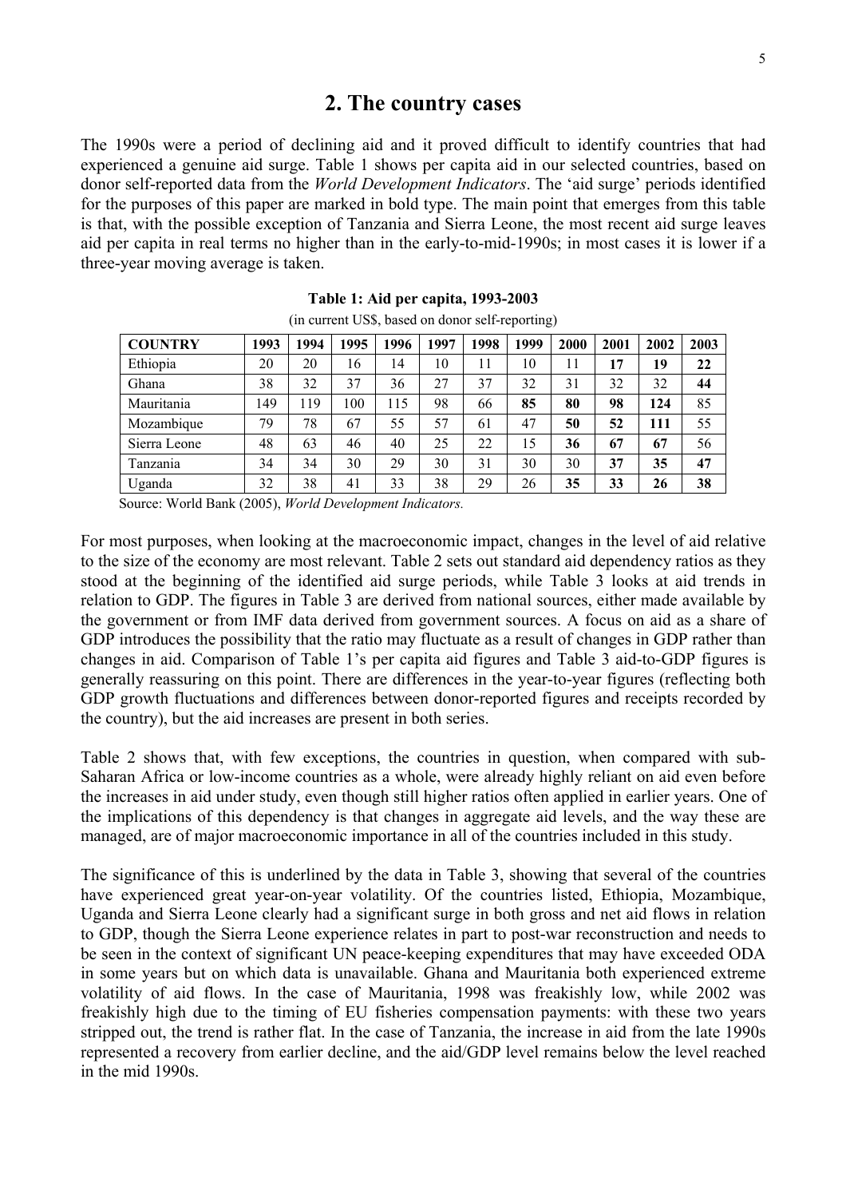## 2. The country cases

The 1990s were a period of declining aid and it proved difficult to identify countries that had experienced a genuine aid surge. Table 1 shows per capita aid in our selected countries, based on donor self-reported data from the *World Development Indicators*. The 'aid surge' periods identified for the purposes of this paper are marked in bold type. The main point that emerges from this table is that, with the possible exception of Tanzania and Sierra Leone, the most recent aid surge leaves aid per capita in real terms no higher than in the early-to-mid-1990s; in most cases it is lower if a three-year moving average is taken.

**Table 1: Aid per capita, 1993-2003**

(in current US$, based on donor self-reporting)

| COUNTRY | 1993 | 1994 | 1995 | 1996 | 1997 | 1998 | 1999 | 2000 | 2001 | 2002 | 2003 |
|---|---|---|---|---|---|---|---|---|---|---|---|
| Ethiopia | 20 | 20 | 16 | 14 | 10 | 11 | 10 | 11 | **17** | **19** | **22** |
| Ghana | 38 | 32 | 37 | 36 | 27 | 37 | 32 | 31 | 32 | 32 | **44** |
| Mauritania | 149 | 119 | 100 | 115 | 98 | 66 | **85** | **80** | **98** | **124** | 85 |
| Mozambique | 79 | 78 | 67 | 55 | 57 | 61 | 47 | **50** | **52** | **111** | 55 |
| Sierra Leone | 48 | 63 | 46 | 40 | 25 | 22 | 15 | **36** | **67** | **67** | 56 |
| Tanzania | 34 | 34 | 30 | 29 | 30 | 31 | 30 | 30 | **37** | **35** | **47** |
| Uganda | 32 | 38 | 41 | 33 | 38 | 29 | 26 | **35** | **33** | **26** | **38** |

Source: World Bank (2005), *World Development Indicators.*

For most purposes, when looking at the macroeconomic impact, changes in the level of aid relative to the size of the economy are most relevant. Table 2 sets out standard aid dependency ratios as they stood at the beginning of the identified aid surge periods, while Table 3 looks at aid trends in relation to GDP. The figures in Table 3 are derived from national sources, either made available by the government or from IMF data derived from government sources. A focus on aid as a share of GDP introduces the possibility that the ratio may fluctuate as a result of changes in GDP rather than changes in aid. Comparison of Table 1's per capita aid figures and Table 3 aid-to-GDP figures is generally reassuring on this point. There are differences in the year-to-year figures (reflecting both GDP growth fluctuations and differences between donor-reported figures and receipts recorded by the country), but the aid increases are present in both series.

Table 2 shows that, with few exceptions, the countries in question, when compared with sub-Saharan Africa or low-income countries as a whole, were already highly reliant on aid even before the increases in aid under study, even though still higher ratios often applied in earlier years. One of the implications of this dependency is that changes in aggregate aid levels, and the way these are managed, are of major macroeconomic importance in all of the countries included in this study.

The significance of this is underlined by the data in Table 3, showing that several of the countries have experienced great year-on-year volatility. Of the countries listed, Ethiopia, Mozambique, Uganda and Sierra Leone clearly had a significant surge in both gross and net aid flows in relation to GDP, though the Sierra Leone experience relates in part to post-war reconstruction and needs to be seen in the context of significant UN peace-keeping expenditures that may have exceeded ODA in some years but on which data is unavailable. Ghana and Mauritania both experienced extreme volatility of aid flows. In the case of Mauritania, 1998 was freakishly low, while 2002 was freakishly high due to the timing of EU fisheries compensation payments: with these two years stripped out, the trend is rather flat. In the case of Tanzania, the increase in aid from the late 1990s represented a recovery from earlier decline, and the aid/GDP level remains below the level reached in the mid 1990s.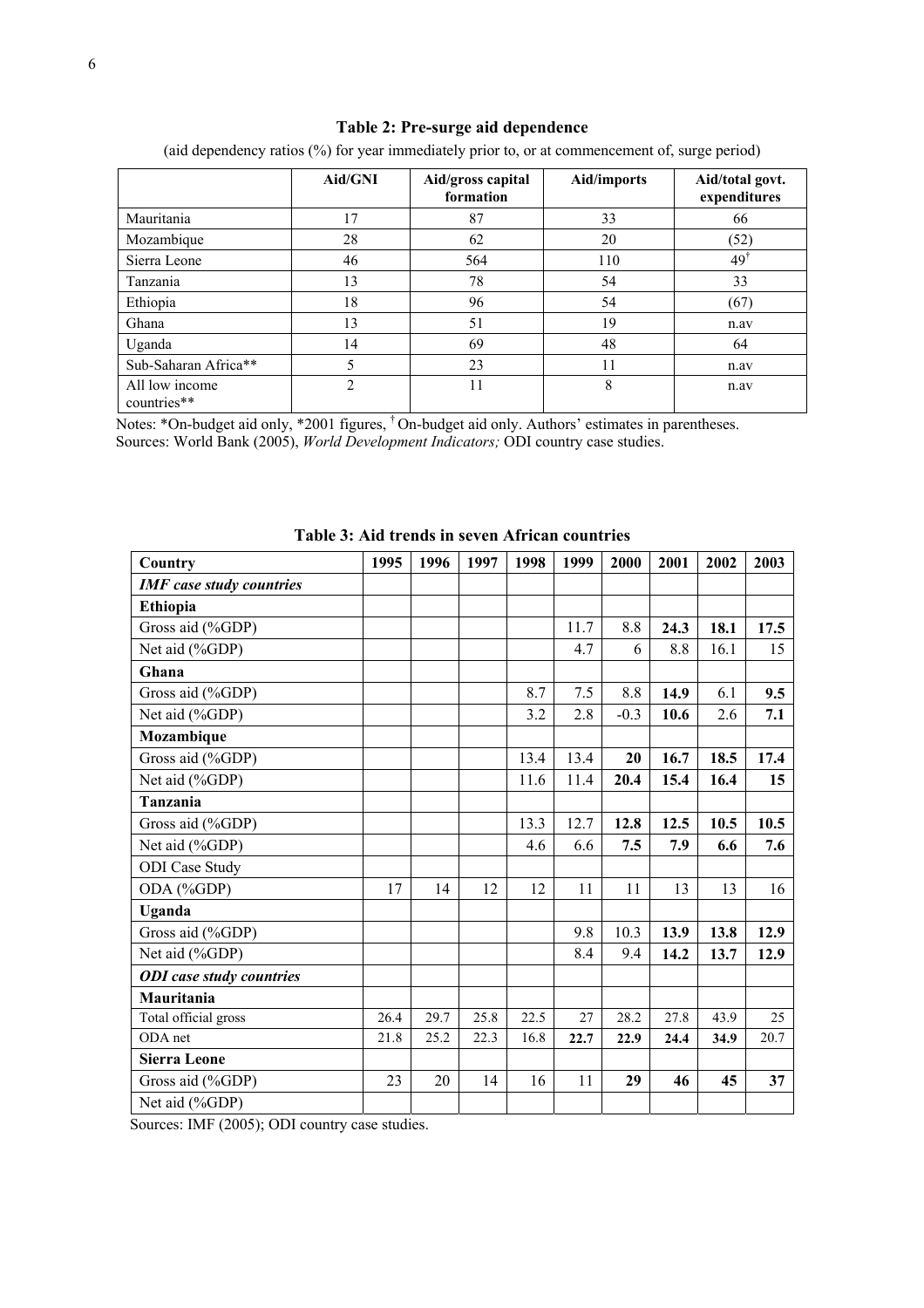**Table 2: Pre-surge aid dependence**

(aid dependency ratios (%) for year immediately prior to, or at commencement of, surge period)

| | Aid/GNI | Aid/gross capital formation | Aid/imports | Aid/total govt. expenditures |
|---|---|---|---|---|
| Mauritania | 17 | 87 | 33 | 66 |
| Mozambique | 28 | 62 | 20 | (52) |
| Sierra Leone | 46 | 564 | 110 | 49[†] |
| Tanzania | 13 | 78 | 54 | 33 |
| Ethiopia | 18 | 96 | 54 | (67) |
| Ghana | 13 | 51 | 19 | n.av |
| Uganda | 14 | 69 | 48 | 64 |
| Sub-Saharan Africa** | 5 | 23 | 11 | n.av |
| All low income countries** | 2 | 11 | 8 | n.av |

Notes: *On-budget aid only, *2001 figures, [†] On-budget aid only. Authors' estimates in parentheses.
Sources: World Bank (2005), *World Development Indicators;* ODI country case studies.

**Table 3: Aid trends in seven African countries**

| Country | 1995 | 1996 | 1997 | 1998 | 1999 | 2000 | 2001 | 2002 | 2003 |
|---|---|---|---|---|---|---|---|---|---|
| ***IMF case study countries*** | | | | | | | | | |
| **Ethiopia** | | | | | | | | | |
| Gross aid (%GDP) | | | | | 11.7 | 8.8 | **24.3** | **18.1** | **17.5** |
| Net aid (%GDP) | | | | | 4.7 | 6 | 8.8 | 16.1 | 15 |
| **Ghana** | | | | | | | | | |
| Gross aid (%GDP) | | | | 8.7 | 7.5 | 8.8 | **14.9** | 6.1 | **9.5** |
| Net aid (%GDP) | | | | 3.2 | 2.8 | -0.3 | **10.6** | 2.6 | **7.1** |
| **Mozambique** | | | | | | | | | |
| Gross aid (%GDP) | | | | 13.4 | 13.4 | **20** | **16.7** | **18.5** | **17.4** |
| Net aid (%GDP) | | | | 11.6 | 11.4 | **20.4** | **15.4** | **16.4** | **15** |
| **Tanzania** | | | | | | | | | |
| Gross aid (%GDP) | | | | 13.3 | 12.7 | **12.8** | **12.5** | **10.5** | **10.5** |
| Net aid (%GDP) | | | | 4.6 | 6.6 | **7.5** | **7.9** | **6.6** | **7.6** |
| ODI Case Study | | | | | | | | | |
| ODA (%GDP) | 17 | 14 | 12 | 12 | 11 | 11 | 13 | 13 | 16 |
| **Uganda** | | | | | | | | | |
| Gross aid (%GDP) | | | | | 9.8 | 10.3 | **13.9** | **13.8** | **12.9** |
| Net aid (%GDP) | | | | | 8.4 | 9.4 | **14.2** | **13.7** | **12.9** |
| ***ODI case study countries*** | | | | | | | | | |
| **Mauritania** | | | | | | | | | |
| Total official gross | 26.4 | 29.7 | 25.8 | 22.5 | 27 | 28.2 | 27.8 | 43.9 | 25 |
| ODA net | 21.8 | 25.2 | 22.3 | 16.8 | **22.7** | **22.9** | **24.4** | **34.9** | 20.7 |
| **Sierra Leone** | | | | | | | | | |
| Gross aid (%GDP) | 23 | 20 | 14 | 16 | 11 | **29** | **46** | **45** | **37** |
| Net aid (%GDP) | | | | | | | | | |

Sources: IMF (2005); ODI country case studies.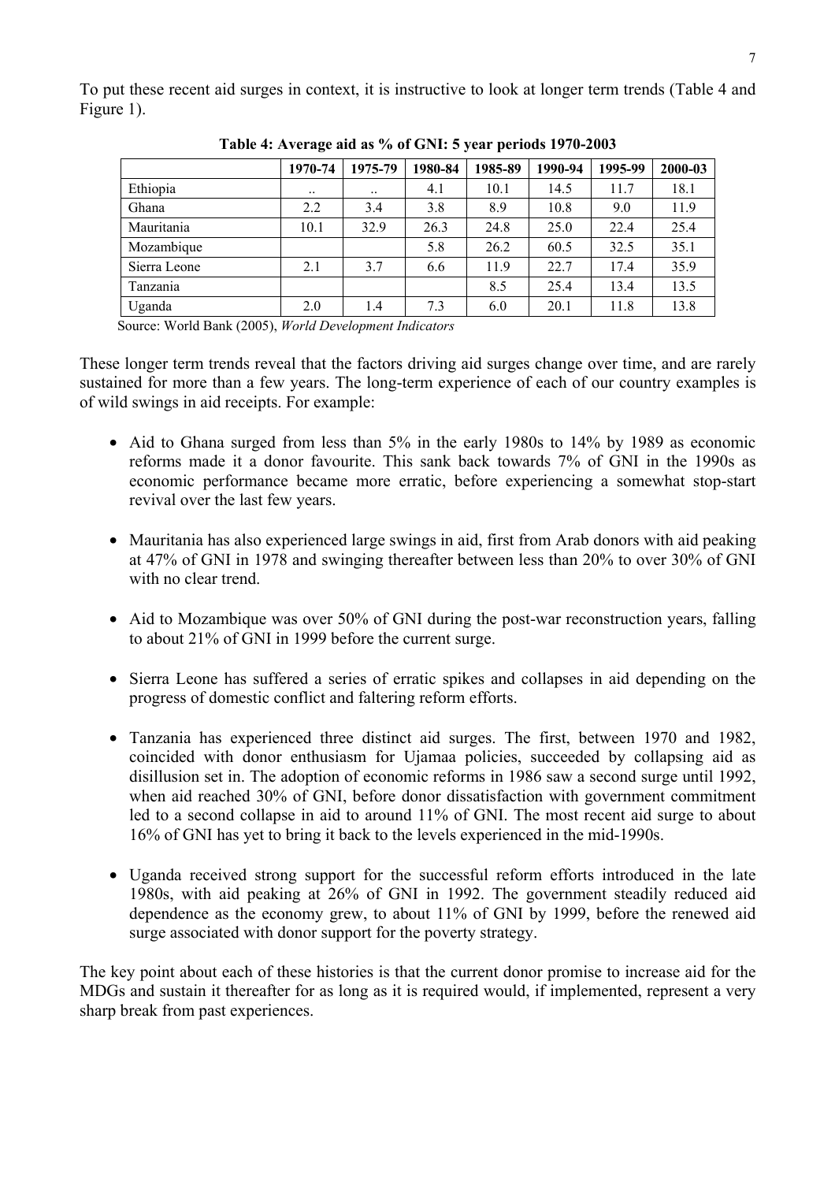To put these recent aid surges in context, it is instructive to look at longer term trends (Table 4 and Figure 1).

**Table 4: Average aid as % of GNI: 5 year periods 1970-2003**

| | 1970-74 | 1975-79 | 1980-84 | 1985-89 | 1990-94 | 1995-99 | 2000-03 |
|---|---|---|---|---|---|---|---|
| Ethiopia | .. | .. | 4.1 | 10.1 | 14.5 | 11.7 | 18.1 |
| Ghana | 2.2 | 3.4 | 3.8 | 8.9 | 10.8 | 9.0 | 11.9 |
| Mauritania | 10.1 | 32.9 | 26.3 | 24.8 | 25.0 | 22.4 | 25.4 |
| Mozambique | | | 5.8 | 26.2 | 60.5 | 32.5 | 35.1 |
| Sierra Leone | 2.1 | 3.7 | 6.6 | 11.9 | 22.7 | 17.4 | 35.9 |
| Tanzania | | | | 8.5 | 25.4 | 13.4 | 13.5 |
| Uganda | 2.0 | 1.4 | 7.3 | 6.0 | 20.1 | 11.8 | 13.8 |

Source: World Bank (2005), *World Development Indicators*

These longer term trends reveal that the factors driving aid surges change over time, and are rarely sustained for more than a few years. The long-term experience of each of our country examples is of wild swings in aid receipts. For example:

- Aid to Ghana surged from less than 5% in the early 1980s to 14% by 1989 as economic reforms made it a donor favourite. This sank back towards 7% of GNI in the 1990s as economic performance became more erratic, before experiencing a somewhat stop-start revival over the last few years.

- Mauritania has also experienced large swings in aid, first from Arab donors with aid peaking at 47% of GNI in 1978 and swinging thereafter between less than 20% to over 30% of GNI with no clear trend.

- Aid to Mozambique was over 50% of GNI during the post-war reconstruction years, falling to about 21% of GNI in 1999 before the current surge.

- Sierra Leone has suffered a series of erratic spikes and collapses in aid depending on the progress of domestic conflict and faltering reform efforts.

- Tanzania has experienced three distinct aid surges. The first, between 1970 and 1982, coincided with donor enthusiasm for Ujamaa policies, succeeded by collapsing aid as disillusion set in. The adoption of economic reforms in 1986 saw a second surge until 1992, when aid reached 30% of GNI, before donor dissatisfaction with government commitment led to a second collapse in aid to around 11% of GNI. The most recent aid surge to about 16% of GNI has yet to bring it back to the levels experienced in the mid-1990s.

- Uganda received strong support for the successful reform efforts introduced in the late 1980s, with aid peaking at 26% of GNI in 1992. The government steadily reduced aid dependence as the economy grew, to about 11% of GNI by 1999, before the renewed aid surge associated with donor support for the poverty strategy.

The key point about each of these histories is that the current donor promise to increase aid for the MDGs and sustain it thereafter for as long as it is required would, if implemented, represent a very sharp break from past experiences.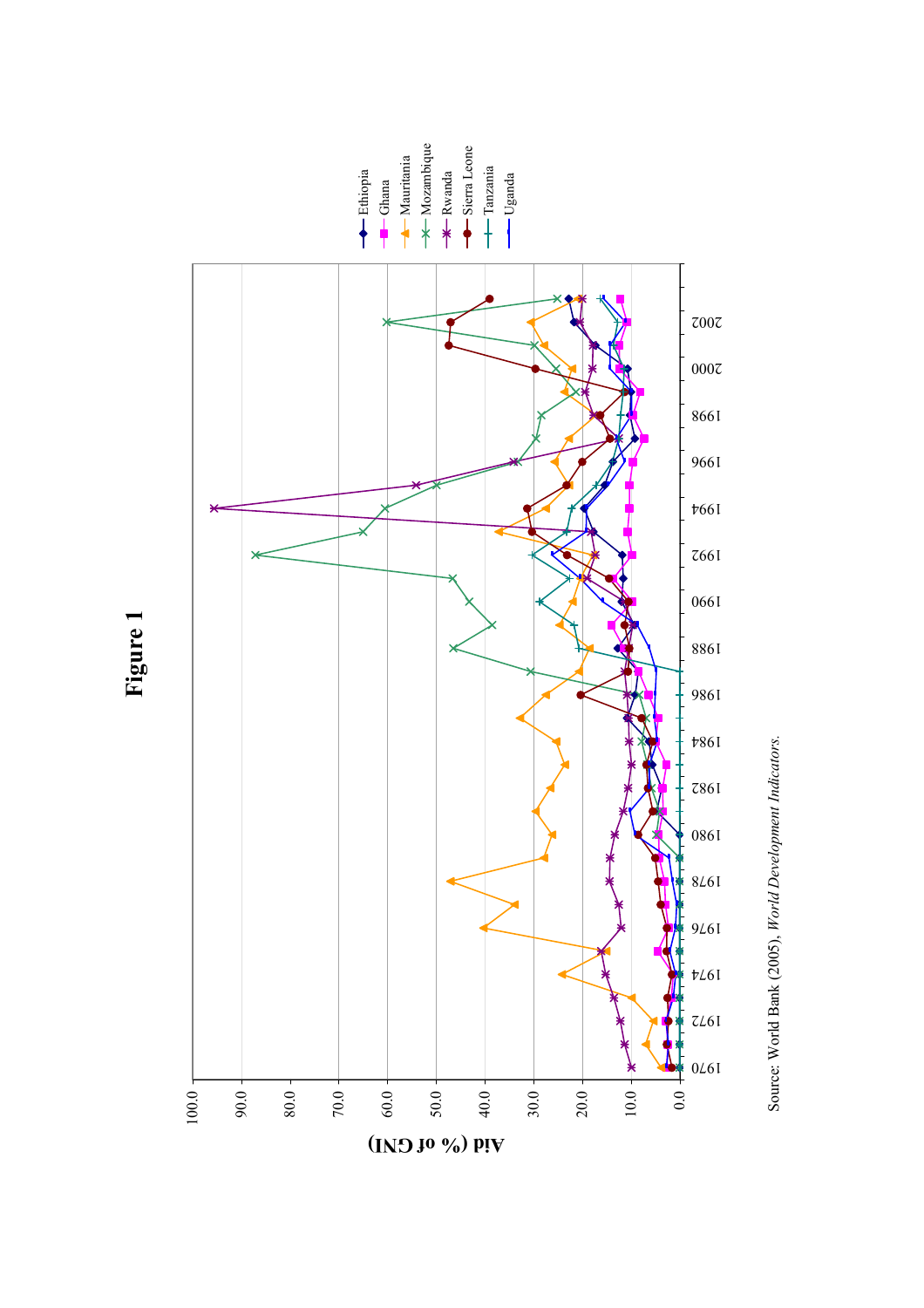# Figure 1

Source: World Bank (2005), *World Development Indicators.*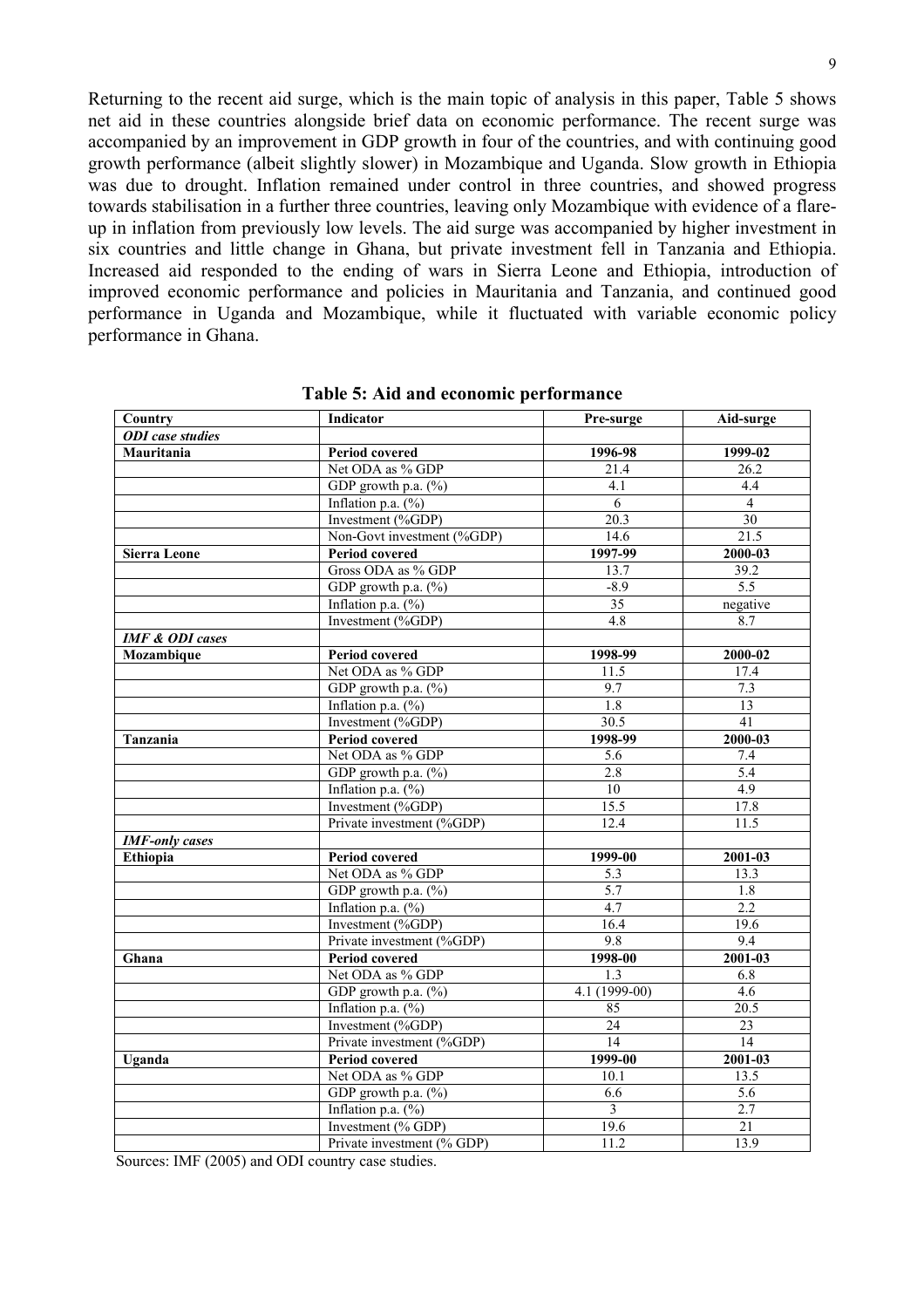Returning to the recent aid surge, which is the main topic of analysis in this paper, Table 5 shows net aid in these countries alongside brief data on economic performance. The recent surge was accompanied by an improvement in GDP growth in four of the countries, and with continuing good growth performance (albeit slightly slower) in Mozambique and Uganda. Slow growth in Ethiopia was due to drought. Inflation remained under control in three countries, and showed progress towards stabilisation in a further three countries, leaving only Mozambique with evidence of a flare-up in inflation from previously low levels. The aid surge was accompanied by higher investment in six countries and little change in Ghana, but private investment fell in Tanzania and Ethiopia. Increased aid responded to the ending of wars in Sierra Leone and Ethiopia, introduction of improved economic performance and policies in Mauritania and Tanzania, and continued good performance in Uganda and Mozambique, while it fluctuated with variable economic policy performance in Ghana.

**Table 5: Aid and economic performance**

| Country | Indicator | Pre-surge | Aid-surge |
|---|---|---|---|
| ***ODI case studies*** | | | |
| **Mauritania** | **Period covered** | **1996-98** | **1999-02** |
| | Net ODA as % GDP | 21.4 | 26.2 |
| | GDP growth p.a. (%) | 4.1 | 4.4 |
| | Inflation p.a. (%) | 6 | 4 |
| | Investment (%GDP) | 20.3 | 30 |
| | Non-Govt investment (%GDP) | 14.6 | 21.5 |
| **Sierra Leone** | **Period covered** | **1997-99** | **2000-03** |
| | Gross ODA as % GDP | 13.7 | 39.2 |
| | GDP growth p.a. (%) | -8.9 | 5.5 |
| | Inflation p.a. (%) | 35 | negative |
| | Investment (%GDP) | 4.8 | 8.7 |
| ***IMF & ODI cases*** | | | |
| **Mozambique** | **Period covered** | **1998-99** | **2000-02** |
| | Net ODA as % GDP | 11.5 | 17.4 |
| | GDP growth p.a. (%) | 9.7 | 7.3 |
| | Inflation p.a. (%) | 1.8 | 13 |
| | Investment (%GDP) | 30.5 | 41 |
| **Tanzania** | **Period covered** | **1998-99** | **2000-03** |
| | Net ODA as % GDP | 5.6 | 7.4 |
| | GDP growth p.a. (%) | 2.8 | 5.4 |
| | Inflation p.a. (%) | 10 | 4.9 |
| | Investment (%GDP) | 15.5 | 17.8 |
| | Private investment (%GDP) | 12.4 | 11.5 |
| ***IMF-only cases*** | | | |
| **Ethiopia** | **Period covered** | **1999-00** | **2001-03** |
| | Net ODA as % GDP | 5.3 | 13.3 |
| | GDP growth p.a. (%) | 5.7 | 1.8 |
| | Inflation p.a. (%) | 4.7 | 2.2 |
| | Investment (%GDP) | 16.4 | 19.6 |
| | Private investment (%GDP) | 9.8 | 9.4 |
| **Ghana** | **Period covered** | **1998-00** | **2001-03** |
| | Net ODA as % GDP | 1.3 | 6.8 |
| | GDP growth p.a. (%) | 4.1 (1999-00) | 4.6 |
| | Inflation p.a. (%) | 85 | 20.5 |
| | Investment (%GDP) | 24 | 23 |
| | Private investment (%GDP) | 14 | 14 |
| **Uganda** | **Period covered** | **1999-00** | **2001-03** |
| | Net ODA as % GDP | 10.1 | 13.5 |
| | GDP growth p.a. (%) | 6.6 | 5.6 |
| | Inflation p.a. (%) | 3 | 2.7 |
| | Investment (% GDP) | 19.6 | 21 |
| | Private investment (% GDP) | 11.2 | 13.9 |

Sources: IMF (2005) and ODI country case studies.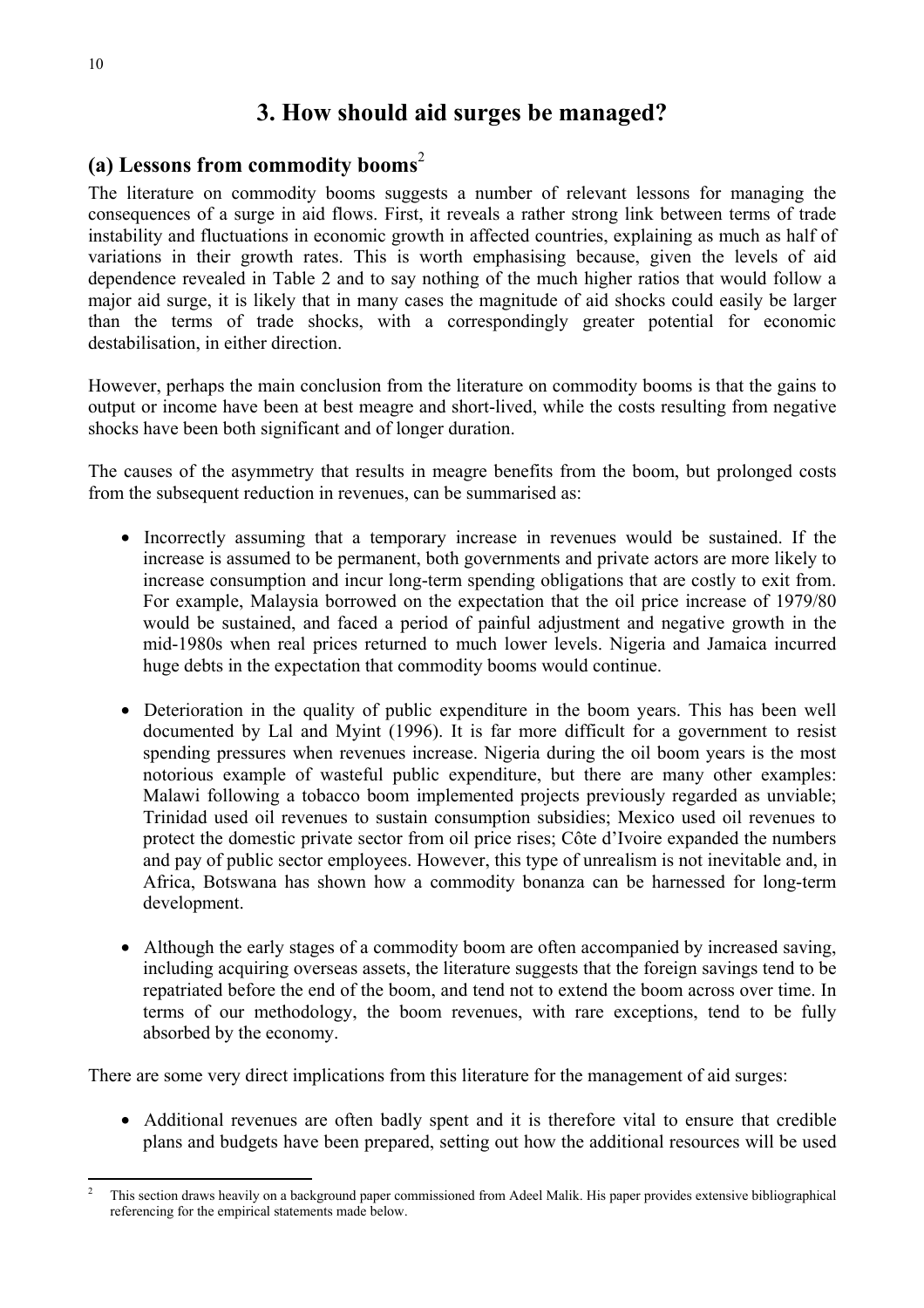# 3. How should aid surges be managed?

## (a) Lessons from commodity booms[2]

The literature on commodity booms suggests a number of relevant lessons for managing the consequences of a surge in aid flows. First, it reveals a rather strong link between terms of trade instability and fluctuations in economic growth in affected countries, explaining as much as half of variations in their growth rates. This is worth emphasising because, given the levels of aid dependence revealed in Table 2 and to say nothing of the much higher ratios that would follow a major aid surge, it is likely that in many cases the magnitude of aid shocks could easily be larger than the terms of trade shocks, with a correspondingly greater potential for economic destabilisation, in either direction.

However, perhaps the main conclusion from the literature on commodity booms is that the gains to output or income have been at best meagre and short-lived, while the costs resulting from negative shocks have been both significant and of longer duration.

The causes of the asymmetry that results in meagre benefits from the boom, but prolonged costs from the subsequent reduction in revenues, can be summarised as:

- Incorrectly assuming that a temporary increase in revenues would be sustained. If the increase is assumed to be permanent, both governments and private actors are more likely to increase consumption and incur long-term spending obligations that are costly to exit from. For example, Malaysia borrowed on the expectation that the oil price increase of 1979/80 would be sustained, and faced a period of painful adjustment and negative growth in the mid-1980s when real prices returned to much lower levels. Nigeria and Jamaica incurred huge debts in the expectation that commodity booms would continue.

- Deterioration in the quality of public expenditure in the boom years. This has been well documented by Lal and Myint (1996). It is far more difficult for a government to resist spending pressures when revenues increase. Nigeria during the oil boom years is the most notorious example of wasteful public expenditure, but there are many other examples: Malawi following a tobacco boom implemented projects previously regarded as unviable; Trinidad used oil revenues to sustain consumption subsidies; Mexico used oil revenues to protect the domestic private sector from oil price rises; Côte d'Ivoire expanded the numbers and pay of public sector employees. However, this type of unrealism is not inevitable and, in Africa, Botswana has shown how a commodity bonanza can be harnessed for long-term development.

- Although the early stages of a commodity boom are often accompanied by increased saving, including acquiring overseas assets, the literature suggests that the foreign savings tend to be repatriated before the end of the boom, and tend not to extend the boom across over time. In terms of our methodology, the boom revenues, with rare exceptions, tend to be fully absorbed by the economy.

There are some very direct implications from this literature for the management of aid surges:

- Additional revenues are often badly spent and it is therefore vital to ensure that credible plans and budgets have been prepared, setting out how the additional resources will be used

[2] This section draws heavily on a background paper commissioned from Adeel Malik. His paper provides extensive bibliographical referencing for the empirical statements made below.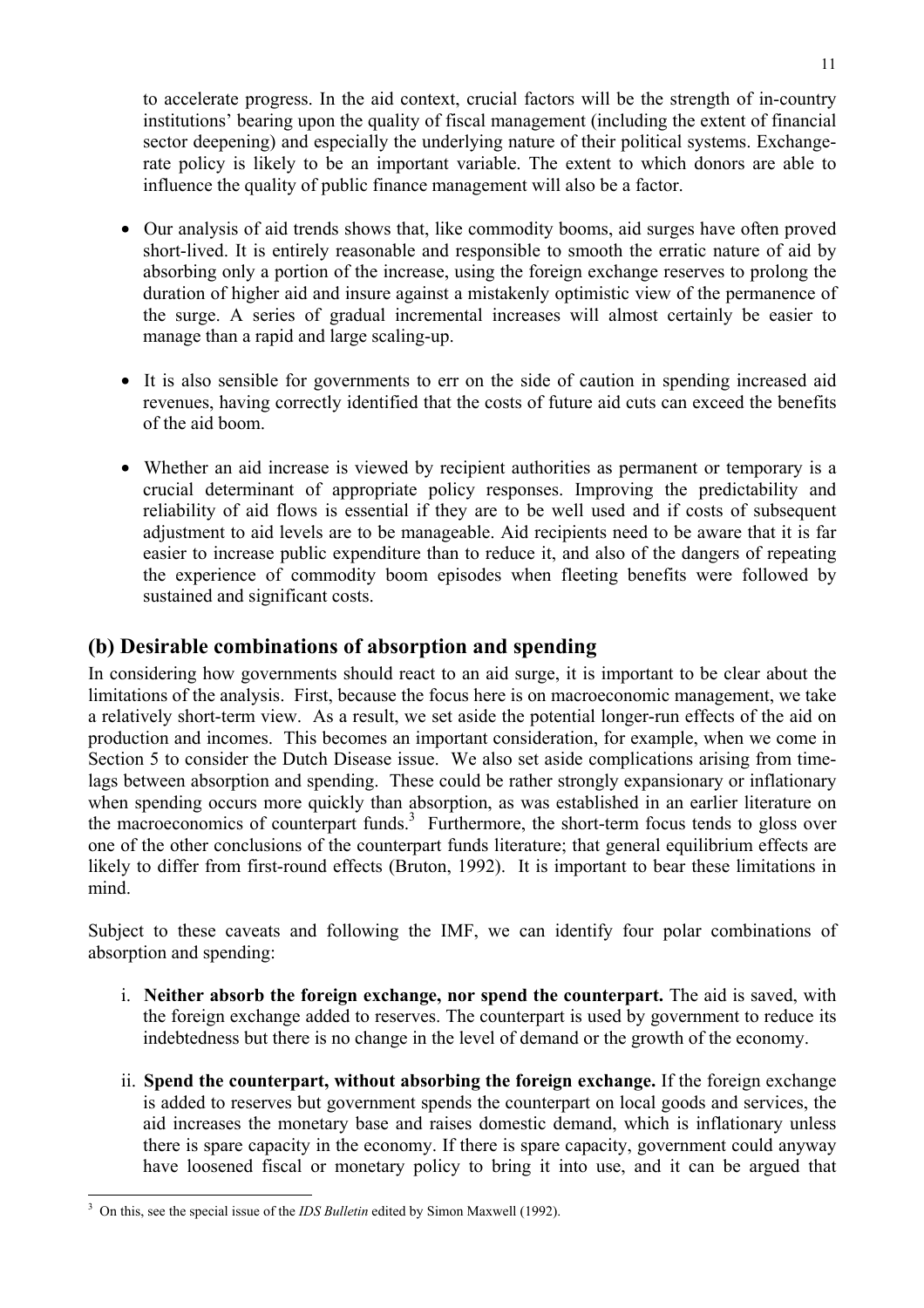to accelerate progress. In the aid context, crucial factors will be the strength of in-country institutions' bearing upon the quality of fiscal management (including the extent of financial sector deepening) and especially the underlying nature of their political systems. Exchange-rate policy is likely to be an important variable. The extent to which donors are able to influence the quality of public finance management will also be a factor.

- Our analysis of aid trends shows that, like commodity booms, aid surges have often proved short-lived. It is entirely reasonable and responsible to smooth the erratic nature of aid by absorbing only a portion of the increase, using the foreign exchange reserves to prolong the duration of higher aid and insure against a mistakenly optimistic view of the permanence of the surge. A series of gradual incremental increases will almost certainly be easier to manage than a rapid and large scaling-up.

- It is also sensible for governments to err on the side of caution in spending increased aid revenues, having correctly identified that the costs of future aid cuts can exceed the benefits of the aid boom.

- Whether an aid increase is viewed by recipient authorities as permanent or temporary is a crucial determinant of appropriate policy responses. Improving the predictability and reliability of aid flows is essential if they are to be well used and if costs of subsequent adjustment to aid levels are to be manageable. Aid recipients need to be aware that it is far easier to increase public expenditure than to reduce it, and also of the dangers of repeating the experience of commodity boom episodes when fleeting benefits were followed by sustained and significant costs.

## (b) Desirable combinations of absorption and spending

In considering how governments should react to an aid surge, it is important to be clear about the limitations of the analysis. First, because the focus here is on macroeconomic management, we take a relatively short-term view. As a result, we set aside the potential longer-run effects of the aid on production and incomes. This becomes an important consideration, for example, when we come in Section 5 to consider the Dutch Disease issue. We also set aside complications arising from time-lags between absorption and spending. These could be rather strongly expansionary or inflationary when spending occurs more quickly than absorption, as was established in an earlier literature on the macroeconomics of counterpart funds.[3] Furthermore, the short-term focus tends to gloss over one of the other conclusions of the counterpart funds literature; that general equilibrium effects are likely to differ from first-round effects (Bruton, 1992). It is important to bear these limitations in mind.

Subject to these caveats and following the IMF, we can identify four polar combinations of absorption and spending:

i. **Neither absorb the foreign exchange, nor spend the counterpart.** The aid is saved, with the foreign exchange added to reserves. The counterpart is used by government to reduce its indebtedness but there is no change in the level of demand or the growth of the economy.

ii. **Spend the counterpart, without absorbing the foreign exchange.** If the foreign exchange is added to reserves but government spends the counterpart on local goods and services, the aid increases the monetary base and raises domestic demand, which is inflationary unless there is spare capacity in the economy. If there is spare capacity, government could anyway have loosened fiscal or monetary policy to bring it into use, and it can be argued that

[3] On this, see the special issue of the *IDS Bulletin* edited by Simon Maxwell (1992).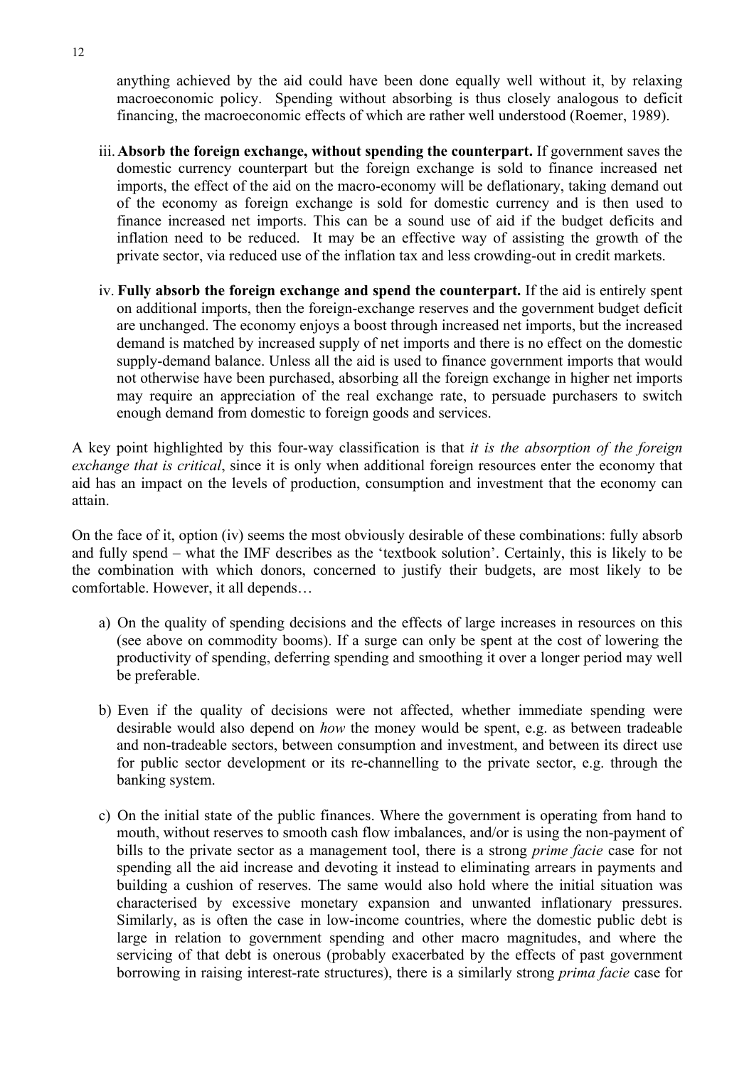anything achieved by the aid could have been done equally well without it, by relaxing macroeconomic policy. Spending without absorbing is thus closely analogous to deficit financing, the macroeconomic effects of which are rather well understood (Roemer, 1989).

iii. **Absorb the foreign exchange, without spending the counterpart.** If government saves the domestic currency counterpart but the foreign exchange is sold to finance increased net imports, the effect of the aid on the macro-economy will be deflationary, taking demand out of the economy as foreign exchange is sold for domestic currency and is then used to finance increased net imports. This can be a sound use of aid if the budget deficits and inflation need to be reduced. It may be an effective way of assisting the growth of the private sector, via reduced use of the inflation tax and less crowding-out in credit markets.

iv. **Fully absorb the foreign exchange and spend the counterpart.** If the aid is entirely spent on additional imports, then the foreign-exchange reserves and the government budget deficit are unchanged. The economy enjoys a boost through increased net imports, but the increased demand is matched by increased supply of net imports and there is no effect on the domestic supply-demand balance. Unless all the aid is used to finance government imports that would not otherwise have been purchased, absorbing all the foreign exchange in higher net imports may require an appreciation of the real exchange rate, to persuade purchasers to switch enough demand from domestic to foreign goods and services.

A key point highlighted by this four-way classification is that *it is the absorption of the foreign exchange that is critical*, since it is only when additional foreign resources enter the economy that aid has an impact on the levels of production, consumption and investment that the economy can attain.

On the face of it, option (iv) seems the most obviously desirable of these combinations: fully absorb and fully spend – what the IMF describes as the 'textbook solution'. Certainly, this is likely to be the combination with which donors, concerned to justify their budgets, are most likely to be comfortable. However, it all depends…

a) On the quality of spending decisions and the effects of large increases in resources on this (see above on commodity booms). If a surge can only be spent at the cost of lowering the productivity of spending, deferring spending and smoothing it over a longer period may well be preferable.

b) Even if the quality of decisions were not affected, whether immediate spending were desirable would also depend on *how* the money would be spent, e.g. as between tradeable and non-tradeable sectors, between consumption and investment, and between its direct use for public sector development or its re-channelling to the private sector, e.g. through the banking system.

c) On the initial state of the public finances. Where the government is operating from hand to mouth, without reserves to smooth cash flow imbalances, and/or is using the non-payment of bills to the private sector as a management tool, there is a strong *prime facie* case for not spending all the aid increase and devoting it instead to eliminating arrears in payments and building a cushion of reserves. The same would also hold where the initial situation was characterised by excessive monetary expansion and unwanted inflationary pressures. Similarly, as is often the case in low-income countries, where the domestic public debt is large in relation to government spending and other macro magnitudes, and where the servicing of that debt is onerous (probably exacerbated by the effects of past government borrowing in raising interest-rate structures), there is a similarly strong *prima facie* case for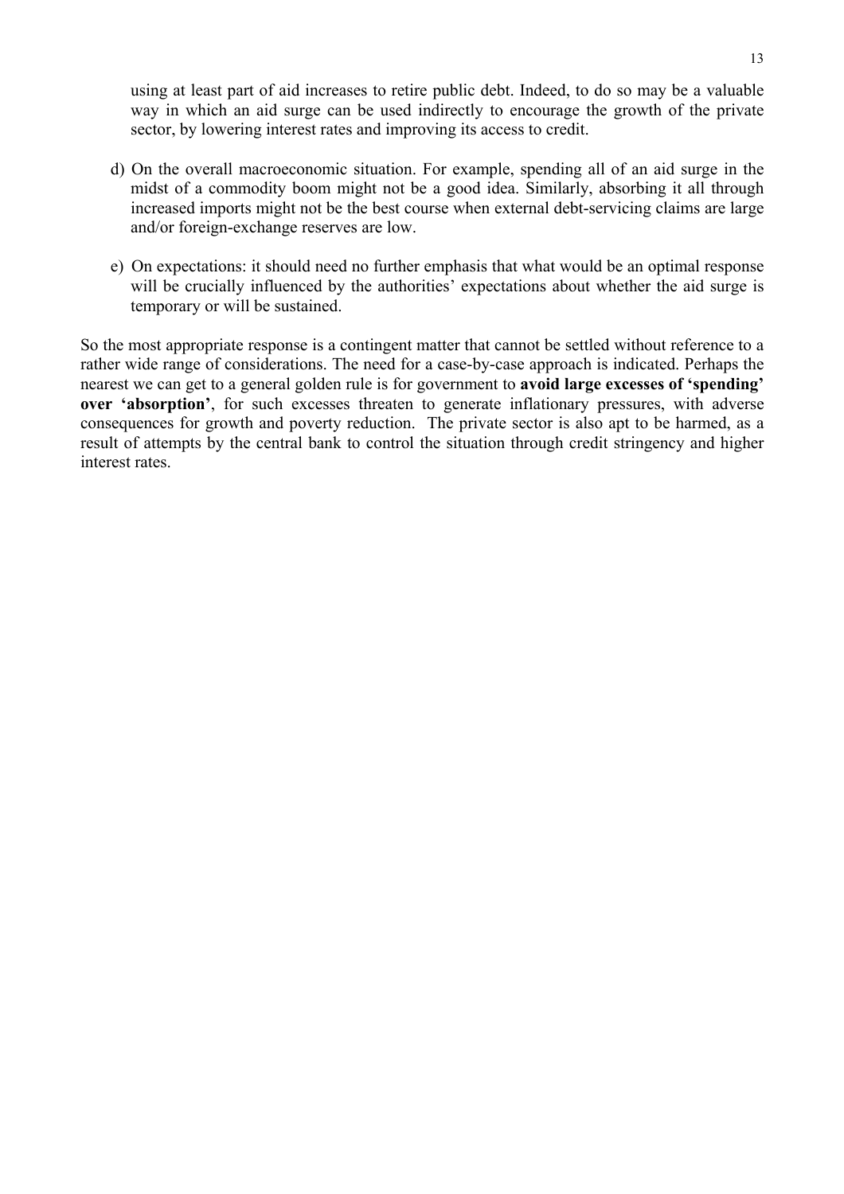using at least part of aid increases to retire public debt. Indeed, to do so may be a valuable way in which an aid surge can be used indirectly to encourage the growth of the private sector, by lowering interest rates and improving its access to credit.

d) On the overall macroeconomic situation. For example, spending all of an aid surge in the midst of a commodity boom might not be a good idea. Similarly, absorbing it all through increased imports might not be the best course when external debt-servicing claims are large and/or foreign-exchange reserves are low.

e) On expectations: it should need no further emphasis that what would be an optimal response will be crucially influenced by the authorities' expectations about whether the aid surge is temporary or will be sustained.

So the most appropriate response is a contingent matter that cannot be settled without reference to a rather wide range of considerations. The need for a case-by-case approach is indicated. Perhaps the nearest we can get to a general golden rule is for government to **avoid large excesses of 'spending' over 'absorption'**, for such excesses threaten to generate inflationary pressures, with adverse consequences for growth and poverty reduction. The private sector is also apt to be harmed, as a result of attempts by the central bank to control the situation through credit stringency and higher interest rates.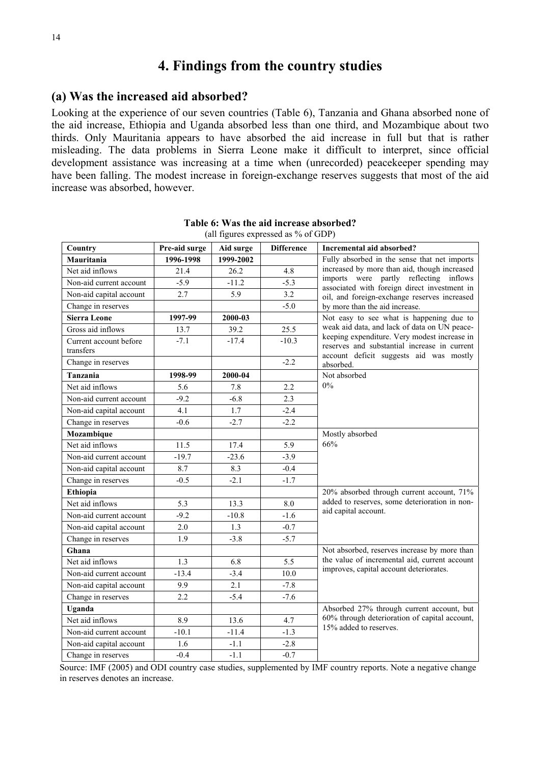# 4. Findings from the country studies

## (a) Was the increased aid absorbed?

Looking at the experience of our seven countries (Table 6), Tanzania and Ghana absorbed none of the aid increase, Ethiopia and Uganda absorbed less than one third, and Mozambique about two thirds. Only Mauritania appears to have absorbed the aid increase in full but that is rather misleading. The data problems in Sierra Leone make it difficult to interpret, since official development assistance was increasing at a time when (unrecorded) peacekeeper spending may have been falling. The modest increase in foreign-exchange reserves suggests that most of the aid increase was absorbed, however.

**Table 6: Was the aid increase absorbed?**
(all figures expressed as % of GDP)

| Country | Pre-aid surge | Aid surge | Difference | Incremental aid absorbed? |
|---|---|---|---|---|
| **Mauritania** | **1996-1998** | **1999-2002** | | Fully absorbed in the sense that net imports increased by more than aid, though increased imports were partly reflecting inflows associated with foreign direct investment in oil, and foreign-exchange reserves increased by more than the aid increase. |
| Net aid inflows | 21.4 | 26.2 | 4.8 | |
| Non-aid current account | -5.9 | -11.2 | -5.3 | |
| Non-aid capital account | 2.7 | 5.9 | 3.2 | |
| Change in reserves | | | -5.0 | |
| **Sierra Leone** | **1997-99** | **2000-03** | | Not easy to see what is happening due to weak aid data, and lack of data on UN peace-keeping expenditure. Very modest increase in reserves and substantial increase in current account deficit suggests aid was mostly absorbed. |
| Gross aid inflows | 13.7 | 39.2 | 25.5 | |
| Current account before transfers | -7.1 | -17.4 | -10.3 | |
| Change in reserves | | | -2.2 | |
| **Tanzania** | **1998-99** | **2000-04** | | Not absorbed 0% |
| Net aid inflows | 5.6 | 7.8 | 2.2 | |
| Non-aid current account | -9.2 | -6.8 | 2.3 | |
| Non-aid capital account | 4.1 | 1.7 | -2.4 | |
| Change in reserves | -0.6 | -2.7 | -2.2 | |
| **Mozambique** | | | | Mostly absorbed 66% |
| Net aid inflows | 11.5 | 17.4 | 5.9 | |
| Non-aid current account | -19.7 | -23.6 | -3.9 | |
| Non-aid capital account | 8.7 | 8.3 | -0.4 | |
| Change in reserves | -0.5 | -2.1 | -1.7 | |
| **Ethiopia** | | | | 20% absorbed through current account, 71% added to reserves, some deterioration in non-aid capital account. |
| Net aid inflows | 5.3 | 13.3 | 8.0 | |
| Non-aid current account | -9.2 | -10.8 | -1.6 | |
| Non-aid capital account | 2.0 | 1.3 | -0.7 | |
| Change in reserves | 1.9 | -3.8 | -5.7 | |
| **Ghana** | | | | Not absorbed, reserves increase by more than the value of incremental aid, current account improves, capital account deteriorates. |
| Net aid inflows | 1.3 | 6.8 | 5.5 | |
| Non-aid current account | -13.4 | -3.4 | 10.0 | |
| Non-aid capital account | 9.9 | 2.1 | -7.8 | |
| Change in reserves | 2.2 | -5.4 | -7.6 | |
| **Uganda** | | | | Absorbed 27% through current account, but 60% through deterioration of capital account, 15% added to reserves. |
| Net aid inflows | 8.9 | 13.6 | 4.7 | |
| Non-aid current account | -10.1 | -11.4 | -1.3 | |
| Non-aid capital account | 1.6 | -1.1 | -2.8 | |
| Change in reserves | -0.4 | -1.1 | -0.7 | |

Source: IMF (2005) and ODI country case studies, supplemented by IMF country reports. Note a negative change in reserves denotes an increase.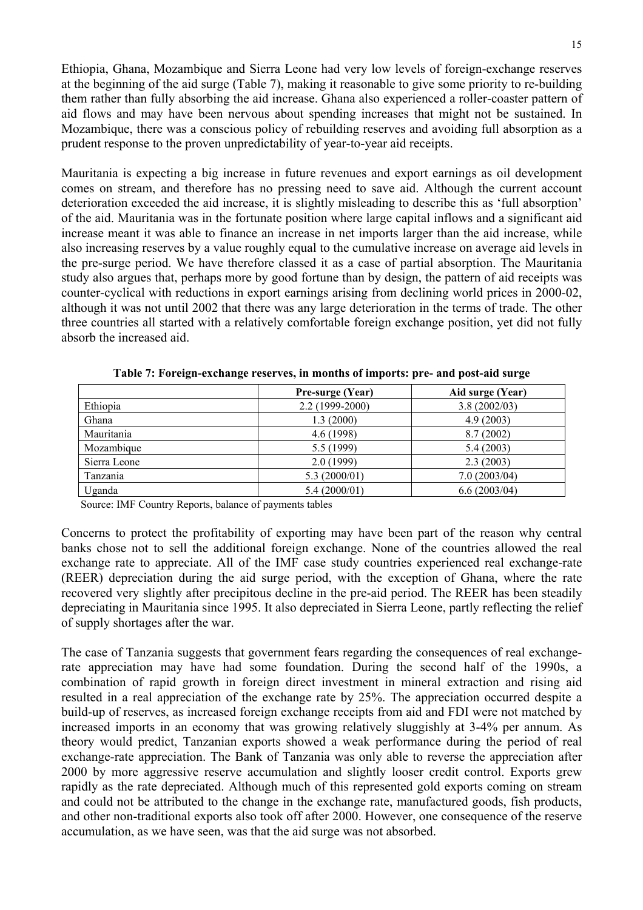Ethiopia, Ghana, Mozambique and Sierra Leone had very low levels of foreign-exchange reserves at the beginning of the aid surge (Table 7), making it reasonable to give some priority to re-building them rather than fully absorbing the aid increase. Ghana also experienced a roller-coaster pattern of aid flows and may have been nervous about spending increases that might not be sustained. In Mozambique, there was a conscious policy of rebuilding reserves and avoiding full absorption as a prudent response to the proven unpredictability of year-to-year aid receipts.

Mauritania is expecting a big increase in future revenues and export earnings as oil development comes on stream, and therefore has no pressing need to save aid. Although the current account deterioration exceeded the aid increase, it is slightly misleading to describe this as 'full absorption' of the aid. Mauritania was in the fortunate position where large capital inflows and a significant aid increase meant it was able to finance an increase in net imports larger than the aid increase, while also increasing reserves by a value roughly equal to the cumulative increase on average aid levels in the pre-surge period. We have therefore classed it as a case of partial absorption. The Mauritania study also argues that, perhaps more by good fortune than by design, the pattern of aid receipts was counter-cyclical with reductions in export earnings arising from declining world prices in 2000-02, although it was not until 2002 that there was any large deterioration in the terms of trade. The other three countries all started with a relatively comfortable foreign exchange position, yet did not fully absorb the increased aid.

**Table 7: Foreign-exchange reserves, in months of imports: pre- and post-aid surge**

| | Pre-surge (Year) | Aid surge (Year) |
|---|---|---|
| Ethiopia | 2.2 (1999-2000) | 3.8 (2002/03) |
| Ghana | 1.3 (2000) | 4.9 (2003) |
| Mauritania | 4.6 (1998) | 8.7 (2002) |
| Mozambique | 5.5 (1999) | 5.4 (2003) |
| Sierra Leone | 2.0 (1999) | 2.3 (2003) |
| Tanzania | 5.3 (2000/01) | 7.0 (2003/04) |
| Uganda | 5.4 (2000/01) | 6.6 (2003/04) |

Source: IMF Country Reports, balance of payments tables

Concerns to protect the profitability of exporting may have been part of the reason why central banks chose not to sell the additional foreign exchange. None of the countries allowed the real exchange rate to appreciate. All of the IMF case study countries experienced real exchange-rate (REER) depreciation during the aid surge period, with the exception of Ghana, where the rate recovered very slightly after precipitous decline in the pre-aid period. The REER has been steadily depreciating in Mauritania since 1995. It also depreciated in Sierra Leone, partly reflecting the relief of supply shortages after the war.

The case of Tanzania suggests that government fears regarding the consequences of real exchange-rate appreciation may have had some foundation. During the second half of the 1990s, a combination of rapid growth in foreign direct investment in mineral extraction and rising aid resulted in a real appreciation of the exchange rate by 25%. The appreciation occurred despite a build-up of reserves, as increased foreign exchange receipts from aid and FDI were not matched by increased imports in an economy that was growing relatively sluggishly at 3-4% per annum. As theory would predict, Tanzanian exports showed a weak performance during the period of real exchange-rate appreciation. The Bank of Tanzania was only able to reverse the appreciation after 2000 by more aggressive reserve accumulation and slightly looser credit control. Exports grew rapidly as the rate depreciated. Although much of this represented gold exports coming on stream and could not be attributed to the change in the exchange rate, manufactured goods, fish products, and other non-traditional exports also took off after 2000. However, one consequence of the reserve accumulation, as we have seen, was that the aid surge was not absorbed.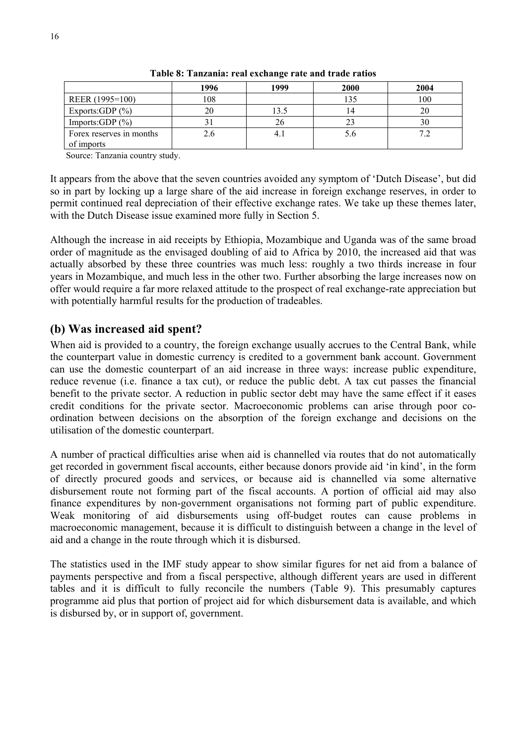**Table 8: Tanzania: real exchange rate and trade ratios**

| | 1996 | 1999 | 2000 | 2004 |
|---|---|---|---|---|
| REER (1995=100) | 108 | | 135 | 100 |
| Exports:GDP (%) | 20 | 13.5 | 14 | 20 |
| Imports:GDP (%) | 31 | 26 | 23 | 30 |
| Forex reserves in months of imports | 2.6 | 4.1 | 5.6 | 7.2 |

Source: Tanzania country study.

It appears from the above that the seven countries avoided any symptom of 'Dutch Disease', but did so in part by locking up a large share of the aid increase in foreign exchange reserves, in order to permit continued real depreciation of their effective exchange rates. We take up these themes later, with the Dutch Disease issue examined more fully in Section 5.

Although the increase in aid receipts by Ethiopia, Mozambique and Uganda was of the same broad order of magnitude as the envisaged doubling of aid to Africa by 2010, the increased aid that was actually absorbed by these three countries was much less: roughly a two thirds increase in four years in Mozambique, and much less in the other two. Further absorbing the large increases now on offer would require a far more relaxed attitude to the prospect of real exchange-rate appreciation but with potentially harmful results for the production of tradeables.

## (b) Was increased aid spent?

When aid is provided to a country, the foreign exchange usually accrues to the Central Bank, while the counterpart value in domestic currency is credited to a government bank account. Government can use the domestic counterpart of an aid increase in three ways: increase public expenditure, reduce revenue (i.e. finance a tax cut), or reduce the public debt. A tax cut passes the financial benefit to the private sector. A reduction in public sector debt may have the same effect if it eases credit conditions for the private sector. Macroeconomic problems can arise through poor co-ordination between decisions on the absorption of the foreign exchange and decisions on the utilisation of the domestic counterpart.

A number of practical difficulties arise when aid is channelled via routes that do not automatically get recorded in government fiscal accounts, either because donors provide aid 'in kind', in the form of directly procured goods and services, or because aid is channelled via some alternative disbursement route not forming part of the fiscal accounts. A portion of official aid may also finance expenditures by non-government organisations not forming part of public expenditure. Weak monitoring of aid disbursements using off-budget routes can cause problems in macroeconomic management, because it is difficult to distinguish between a change in the level of aid and a change in the route through which it is disbursed.

The statistics used in the IMF study appear to show similar figures for net aid from a balance of payments perspective and from a fiscal perspective, although different years are used in different tables and it is difficult to fully reconcile the numbers (Table 9). This presumably captures programme aid plus that portion of project aid for which disbursement data is available, and which is disbursed by, or in support of, government.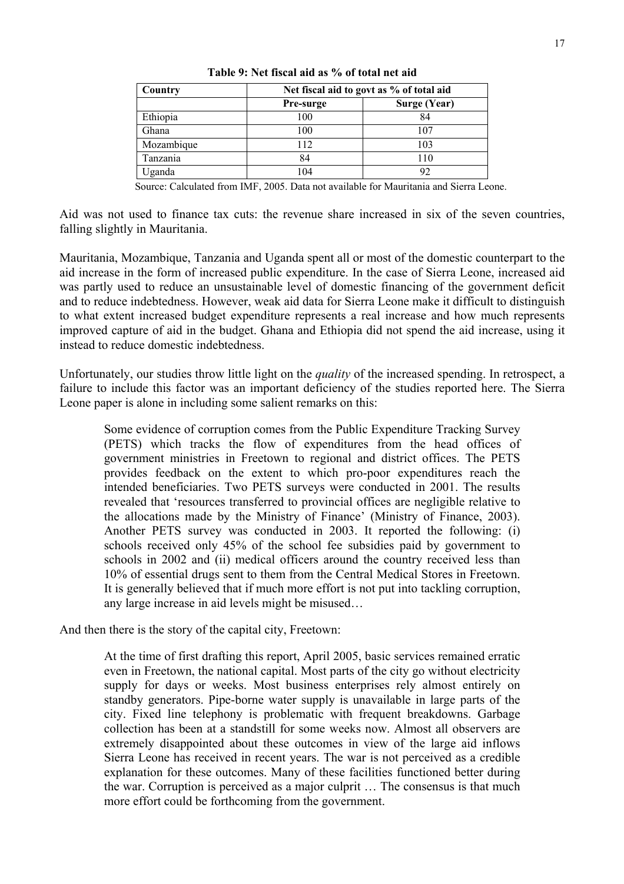**Table 9: Net fiscal aid as % of total net aid**

| Country | Net fiscal aid to govt as % of total aid | |
|---|---|---|
| | Pre-surge | Surge (Year) |
| Ethiopia | 100 | 84 |
| Ghana | 100 | 107 |
| Mozambique | 112 | 103 |
| Tanzania | 84 | 110 |
| Uganda | 104 | 92 |

Source: Calculated from IMF, 2005. Data not available for Mauritania and Sierra Leone.

Aid was not used to finance tax cuts: the revenue share increased in six of the seven countries, falling slightly in Mauritania.

Mauritania, Mozambique, Tanzania and Uganda spent all or most of the domestic counterpart to the aid increase in the form of increased public expenditure. In the case of Sierra Leone, increased aid was partly used to reduce an unsustainable level of domestic financing of the government deficit and to reduce indebtedness. However, weak aid data for Sierra Leone make it difficult to distinguish to what extent increased budget expenditure represents a real increase and how much represents improved capture of aid in the budget. Ghana and Ethiopia did not spend the aid increase, using it instead to reduce domestic indebtedness.

Unfortunately, our studies throw little light on the *quality* of the increased spending. In retrospect, a failure to include this factor was an important deficiency of the studies reported here. The Sierra Leone paper is alone in including some salient remarks on this:

> Some evidence of corruption comes from the Public Expenditure Tracking Survey (PETS) which tracks the flow of expenditures from the head offices of government ministries in Freetown to regional and district offices. The PETS provides feedback on the extent to which pro-poor expenditures reach the intended beneficiaries. Two PETS surveys were conducted in 2001. The results revealed that 'resources transferred to provincial offices are negligible relative to the allocations made by the Ministry of Finance' (Ministry of Finance, 2003). Another PETS survey was conducted in 2003. It reported the following: (i) schools received only 45% of the school fee subsidies paid by government to schools in 2002 and (ii) medical officers around the country received less than 10% of essential drugs sent to them from the Central Medical Stores in Freetown. It is generally believed that if much more effort is not put into tackling corruption, any large increase in aid levels might be misused…

And then there is the story of the capital city, Freetown:

> At the time of first drafting this report, April 2005, basic services remained erratic even in Freetown, the national capital. Most parts of the city go without electricity supply for days or weeks. Most business enterprises rely almost entirely on standby generators. Pipe-borne water supply is unavailable in large parts of the city. Fixed line telephony is problematic with frequent breakdowns. Garbage collection has been at a standstill for some weeks now. Almost all observers are extremely disappointed about these outcomes in view of the large aid inflows Sierra Leone has received in recent years. The war is not perceived as a credible explanation for these outcomes. Many of these facilities functioned better during the war. Corruption is perceived as a major culprit … The consensus is that much more effort could be forthcoming from the government.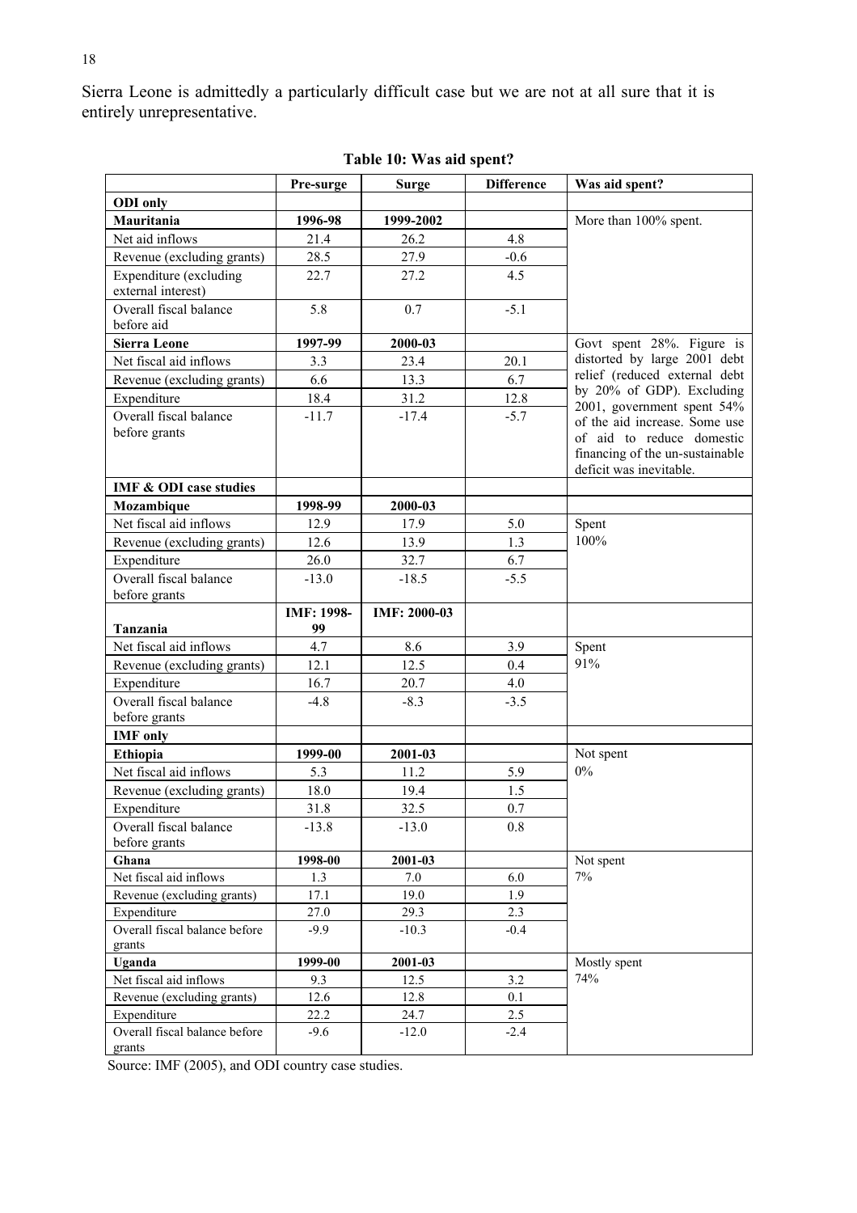Sierra Leone is admittedly a particularly difficult case but we are not at all sure that it is entirely unrepresentative.

**Table 10: Was aid spent?**

| | Pre-surge | Surge | Difference | Was aid spent? |
|---|---|---|---|---|
| **ODI only** | | | | |
| **Mauritania** | **1996-98** | **1999-2002** | | More than 100% spent. |
| Net aid inflows | 21.4 | 26.2 | 4.8 | |
| Revenue (excluding grants) | 28.5 | 27.9 | -0.6 | |
| Expenditure (excluding external interest) | 22.7 | 27.2 | 4.5 | |
| Overall fiscal balance before aid | 5.8 | 0.7 | -5.1 | |
| **Sierra Leone** | **1997-99** | **2000-03** | | Govt spent 28%. Figure is distorted by large 2001 debt relief (reduced external debt by 20% of GDP). Excluding 2001, government spent 54% of the aid increase. Some use of aid to reduce domestic financing of the un-sustainable deficit was inevitable. |
| Net fiscal aid inflows | 3.3 | 23.4 | 20.1 | |
| Revenue (excluding grants) | 6.6 | 13.3 | 6.7 | |
| Expenditure | 18.4 | 31.2 | 12.8 | |
| Overall fiscal balance before grants | -11.7 | -17.4 | -5.7 | |
| **IMF & ODI case studies** | | | | |
| **Mozambique** | **1998-99** | **2000-03** | | |
| Net fiscal aid inflows | 12.9 | 17.9 | 5.0 | Spent 100% |
| Revenue (excluding grants) | 12.6 | 13.9 | 1.3 | |
| Expenditure | 26.0 | 32.7 | 6.7 | |
| Overall fiscal balance before grants | -13.0 | -18.5 | -5.5 | |
| **Tanzania** | **IMF: 1998-99** | **IMF: 2000-03** | | |
| Net fiscal aid inflows | 4.7 | 8.6 | 3.9 | Spent 91% |
| Revenue (excluding grants) | 12.1 | 12.5 | 0.4 | |
| Expenditure | 16.7 | 20.7 | 4.0 | |
| Overall fiscal balance before grants | -4.8 | -8.3 | -3.5 | |
| **IMF only** | | | | |
| **Ethiopia** | **1999-00** | **2001-03** | | Not spent 0% |
| Net fiscal aid inflows | 5.3 | 11.2 | 5.9 | |
| Revenue (excluding grants) | 18.0 | 19.4 | 1.5 | |
| Expenditure | 31.8 | 32.5 | 0.7 | |
| Overall fiscal balance before grants | -13.8 | -13.0 | 0.8 | |
| **Ghana** | **1998-00** | **2001-03** | | Not spent 7% |
| Net fiscal aid inflows | 1.3 | 7.0 | 6.0 | |
| Revenue (excluding grants) | 17.1 | 19.0 | 1.9 | |
| Expenditure | 27.0 | 29.3 | 2.3 | |
| Overall fiscal balance before grants | -9.9 | -10.3 | -0.4 | |
| **Uganda** | **1999-00** | **2001-03** | | Mostly spent 74% |
| Net fiscal aid inflows | 9.3 | 12.5 | 3.2 | |
| Revenue (excluding grants) | 12.6 | 12.8 | 0.1 | |
| Expenditure | 22.2 | 24.7 | 2.5 | |
| Overall fiscal balance before grants | -9.6 | -12.0 | -2.4 | |

Source: IMF (2005), and ODI country case studies.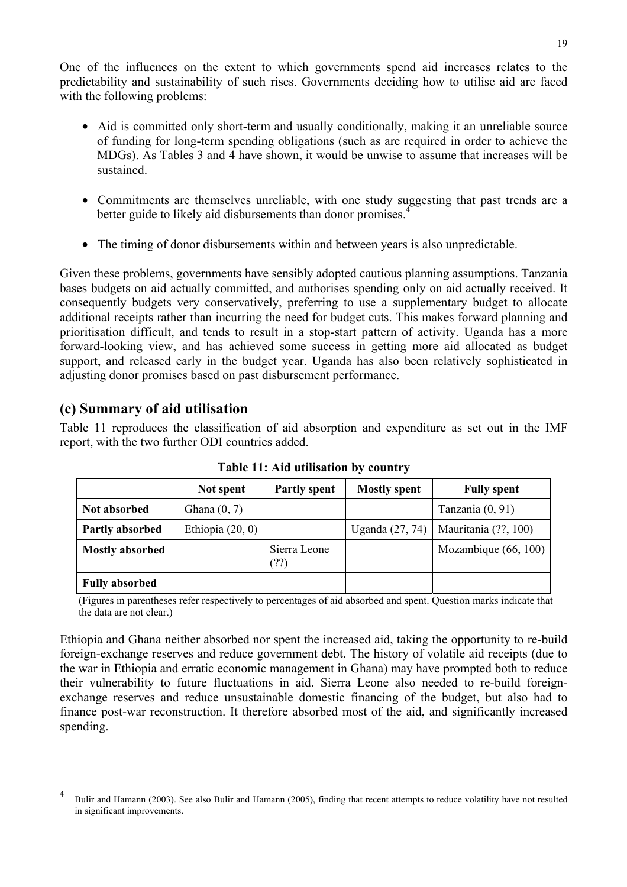One of the influences on the extent to which governments spend aid increases relates to the predictability and sustainability of such rises. Governments deciding how to utilise aid are faced with the following problems:

- Aid is committed only short-term and usually conditionally, making it an unreliable source of funding for long-term spending obligations (such as are required in order to achieve the MDGs). As Tables 3 and 4 have shown, it would be unwise to assume that increases will be sustained.

- Commitments are themselves unreliable, with one study suggesting that past trends are a better guide to likely aid disbursements than donor promises.[4]

- The timing of donor disbursements within and between years is also unpredictable.

Given these problems, governments have sensibly adopted cautious planning assumptions. Tanzania bases budgets on aid actually committed, and authorises spending only on aid actually received. It consequently budgets very conservatively, preferring to use a supplementary budget to allocate additional receipts rather than incurring the need for budget cuts. This makes forward planning and prioritisation difficult, and tends to result in a stop-start pattern of activity. Uganda has a more forward-looking view, and has achieved some success in getting more aid allocated as budget support, and released early in the budget year. Uganda has also been relatively sophisticated in adjusting donor promises based on past disbursement performance.

## (c) Summary of aid utilisation

Table 11 reproduces the classification of aid absorption and expenditure as set out in the IMF report, with the two further ODI countries added.

**Table 11: Aid utilisation by country**

| | Not spent | Partly spent | Mostly spent | Fully spent |
|---|---|---|---|---|
| **Not absorbed** | Ghana (0, 7) | | | Tanzania (0, 91) |
| **Partly absorbed** | Ethiopia (20, 0) | | Uganda (27, 74) | Mauritania (??, 100) |
| **Mostly absorbed** | | Sierra Leone (??) | | Mozambique (66, 100) |
| **Fully absorbed** | | | | |

(Figures in parentheses refer respectively to percentages of aid absorbed and spent. Question marks indicate that the data are not clear.)

Ethiopia and Ghana neither absorbed nor spent the increased aid, taking the opportunity to re-build foreign-exchange reserves and reduce government debt. The history of volatile aid receipts (due to the war in Ethiopia and erratic economic management in Ghana) may have prompted both to reduce their vulnerability to future fluctuations in aid. Sierra Leone also needed to re-build foreign-exchange reserves and reduce unsustainable domestic financing of the budget, but also had to finance post-war reconstruction. It therefore absorbed most of the aid, and significantly increased spending.

[4] Bulir and Hamann (2003). See also Bulir and Hamann (2005), finding that recent attempts to reduce volatility have not resulted in significant improvements.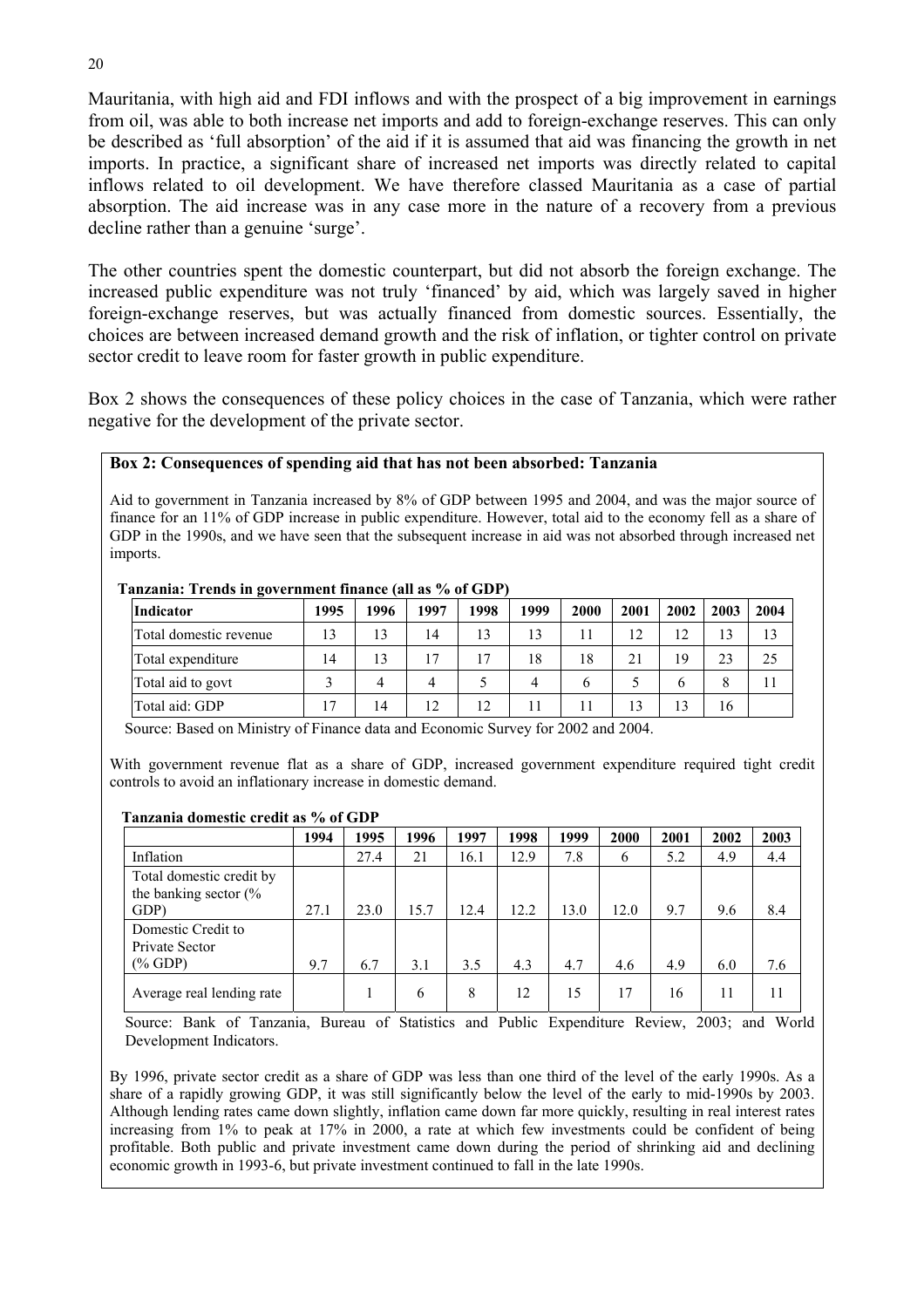Mauritania, with high aid and FDI inflows and with the prospect of a big improvement in earnings from oil, was able to both increase net imports and add to foreign-exchange reserves. This can only be described as 'full absorption' of the aid if it is assumed that aid was financing the growth in net imports. In practice, a significant share of increased net imports was directly related to capital inflows related to oil development. We have therefore classed Mauritania as a case of partial absorption. The aid increase was in any case more in the nature of a recovery from a previous decline rather than a genuine 'surge'.

The other countries spent the domestic counterpart, but did not absorb the foreign exchange. The increased public expenditure was not truly 'financed' by aid, which was largely saved in higher foreign-exchange reserves, but was actually financed from domestic sources. Essentially, the choices are between increased demand growth and the risk of inflation, or tighter control on private sector credit to leave room for faster growth in public expenditure.

Box 2 shows the consequences of these policy choices in the case of Tanzania, which were rather negative for the development of the private sector.

**Box 2: Consequences of spending aid that has not been absorbed: Tanzania**

Aid to government in Tanzania increased by 8% of GDP between 1995 and 2004, and was the major source of finance for an 11% of GDP increase in public expenditure. However, total aid to the economy fell as a share of GDP in the 1990s, and we have seen that the subsequent increase in aid was not absorbed through increased net imports.

**Tanzania: Trends in government finance (all as % of GDP)**

| Indicator | 1995 | 1996 | 1997 | 1998 | 1999 | 2000 | 2001 | 2002 | 2003 | 2004 |
|---|---|---|---|---|---|---|---|---|---|---|
| Total domestic revenue | 13 | 13 | 14 | 13 | 13 | 11 | 12 | 12 | 13 | 13 |
| Total expenditure | 14 | 13 | 17 | 17 | 18 | 18 | 21 | 19 | 23 | 25 |
| Total aid to govt | 3 | 4 | 4 | 5 | 4 | 6 | 5 | 6 | 8 | 11 |
| Total aid: GDP | 17 | 14 | 12 | 12 | 11 | 11 | 13 | 13 | 16 | |

Source: Based on Ministry of Finance data and Economic Survey for 2002 and 2004.

With government revenue flat as a share of GDP, increased government expenditure required tight credit controls to avoid an inflationary increase in domestic demand.

**Tanzania domestic credit as % of GDP**

| | 1994 | 1995 | 1996 | 1997 | 1998 | 1999 | 2000 | 2001 | 2002 | 2003 |
|---|---|---|---|---|---|---|---|---|---|---|
| Inflation | | 27.4 | 21 | 16.1 | 12.9 | 7.8 | 6 | 5.2 | 4.9 | 4.4 |
| Total domestic credit by the banking sector (% GDP) | 27.1 | 23.0 | 15.7 | 12.4 | 12.2 | 13.0 | 12.0 | 9.7 | 9.6 | 8.4 |
| Domestic Credit to Private Sector (% GDP) | 9.7 | 6.7 | 3.1 | 3.5 | 4.3 | 4.7 | 4.6 | 4.9 | 6.0 | 7.6 |
| Average real lending rate | | 1 | 6 | 8 | 12 | 15 | 17 | 16 | 11 | 11 |

Source: Bank of Tanzania, Bureau of Statistics and Public Expenditure Review, 2003; and World Development Indicators.

By 1996, private sector credit as a share of GDP was less than one third of the level of the early 1990s. As a share of a rapidly growing GDP, it was still significantly below the level of the early to mid-1990s by 2003. Although lending rates came down slightly, inflation came down far more quickly, resulting in real interest rates increasing from 1% to peak at 17% in 2000, a rate at which few investments could be confident of being profitable. Both public and private investment came down during the period of shrinking aid and declining economic growth in 1993-6, but private investment continued to fall in the late 1990s.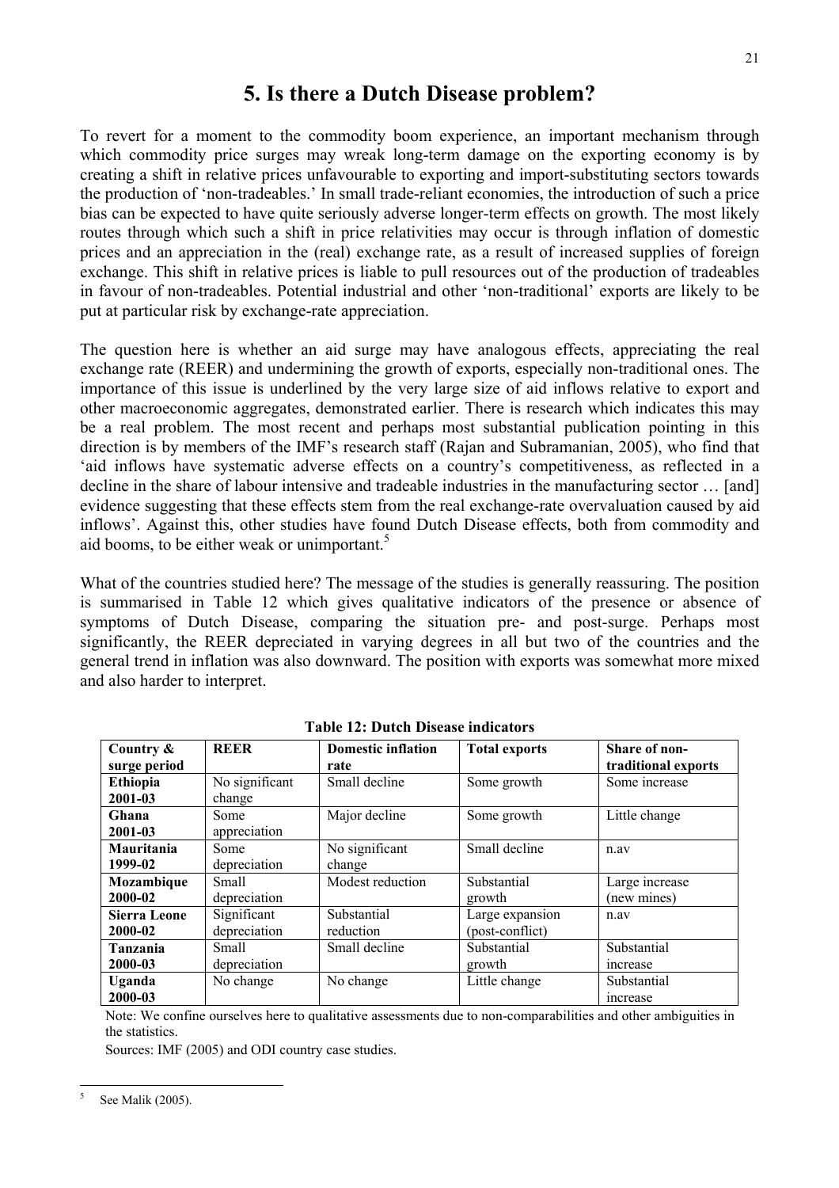# 5. Is there a Dutch Disease problem?

To revert for a moment to the commodity boom experience, an important mechanism through which commodity price surges may wreak long-term damage on the exporting economy is by creating a shift in relative prices unfavourable to exporting and import-substituting sectors towards the production of 'non-tradeables.' In small trade-reliant economies, the introduction of such a price bias can be expected to have quite seriously adverse longer-term effects on growth. The most likely routes through which such a shift in price relativities may occur is through inflation of domestic prices and an appreciation in the (real) exchange rate, as a result of increased supplies of foreign exchange. This shift in relative prices is liable to pull resources out of the production of tradeables in favour of non-tradeables. Potential industrial and other 'non-traditional' exports are likely to be put at particular risk by exchange-rate appreciation.

The question here is whether an aid surge may have analogous effects, appreciating the real exchange rate (REER) and undermining the growth of exports, especially non-traditional ones. The importance of this issue is underlined by the very large size of aid inflows relative to export and other macroeconomic aggregates, demonstrated earlier. There is research which indicates this may be a real problem. The most recent and perhaps most substantial publication pointing in this direction is by members of the IMF's research staff (Rajan and Subramanian, 2005), who find that 'aid inflows have systematic adverse effects on a country's competitiveness, as reflected in a decline in the share of labour intensive and tradeable industries in the manufacturing sector … [and] evidence suggesting that these effects stem from the real exchange-rate overvaluation caused by aid inflows'. Against this, other studies have found Dutch Disease effects, both from commodity and aid booms, to be either weak or unimportant.[5]

What of the countries studied here? The message of the studies is generally reassuring. The position is summarised in Table 12 which gives qualitative indicators of the presence or absence of symptoms of Dutch Disease, comparing the situation pre- and post-surge. Perhaps most significantly, the REER depreciated in varying degrees in all but two of the countries and the general trend in inflation was also downward. The position with exports was somewhat more mixed and also harder to interpret.

**Table 12: Dutch Disease indicators**

| Country & surge period | REER | Domestic inflation rate | Total exports | Share of non-traditional exports |
|---|---|---|---|---|
| **Ethiopia 2001-03** | No significant change | Small decline | Some growth | Some increase |
| **Ghana 2001-03** | Some appreciation | Major decline | Some growth | Little change |
| **Mauritania 1999-02** | Some depreciation | No significant change | Small decline | n.av |
| **Mozambique 2000-02** | Small depreciation | Modest reduction | Substantial growth | Large increase (new mines) |
| **Sierra Leone 2000-02** | Significant depreciation | Substantial reduction | Large expansion (post-conflict) | n.av |
| **Tanzania 2000-03** | Small depreciation | Small decline | Substantial growth | Substantial increase |
| **Uganda 2000-03** | No change | No change | Little change | Substantial increase |

Note: We confine ourselves here to qualitative assessments due to non-comparabilities and other ambiguities in the statistics.

Sources: IMF (2005) and ODI country case studies.

[5] See Malik (2005).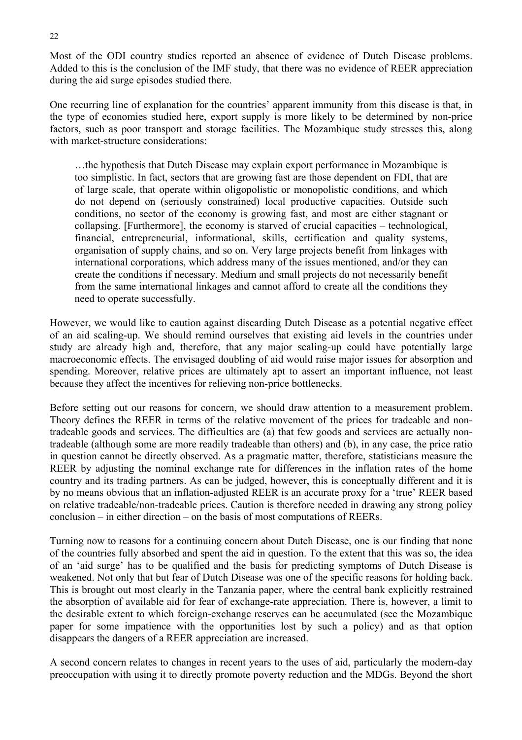Most of the ODI country studies reported an absence of evidence of Dutch Disease problems. Added to this is the conclusion of the IMF study, that there was no evidence of REER appreciation during the aid surge episodes studied there.

One recurring line of explanation for the countries' apparent immunity from this disease is that, in the type of economies studied here, export supply is more likely to be determined by non-price factors, such as poor transport and storage facilities. The Mozambique study stresses this, along with market-structure considerations:

> …the hypothesis that Dutch Disease may explain export performance in Mozambique is too simplistic. In fact, sectors that are growing fast are those dependent on FDI, that are of large scale, that operate within oligopolistic or monopolistic conditions, and which do not depend on (seriously constrained) local productive capacities. Outside such conditions, no sector of the economy is growing fast, and most are either stagnant or collapsing. [Furthermore], the economy is starved of crucial capacities – technological, financial, entrepreneurial, informational, skills, certification and quality systems, organisation of supply chains, and so on. Very large projects benefit from linkages with international corporations, which address many of the issues mentioned, and/or they can create the conditions if necessary. Medium and small projects do not necessarily benefit from the same international linkages and cannot afford to create all the conditions they need to operate successfully.

However, we would like to caution against discarding Dutch Disease as a potential negative effect of an aid scaling-up. We should remind ourselves that existing aid levels in the countries under study are already high and, therefore, that any major scaling-up could have potentially large macroeconomic effects. The envisaged doubling of aid would raise major issues for absorption and spending. Moreover, relative prices are ultimately apt to assert an important influence, not least because they affect the incentives for relieving non-price bottlenecks.

Before setting out our reasons for concern, we should draw attention to a measurement problem. Theory defines the REER in terms of the relative movement of the prices for tradeable and non-tradeable goods and services. The difficulties are (a) that few goods and services are actually non-tradeable (although some are more readily tradeable than others) and (b), in any case, the price ratio in question cannot be directly observed. As a pragmatic matter, therefore, statisticians measure the REER by adjusting the nominal exchange rate for differences in the inflation rates of the home country and its trading partners. As can be judged, however, this is conceptually different and it is by no means obvious that an inflation-adjusted REER is an accurate proxy for a 'true' REER based on relative tradeable/non-tradeable prices. Caution is therefore needed in drawing any strong policy conclusion – in either direction – on the basis of most computations of REERs.

Turning now to reasons for a continuing concern about Dutch Disease, one is our finding that none of the countries fully absorbed and spent the aid in question. To the extent that this was so, the idea of an 'aid surge' has to be qualified and the basis for predicting symptoms of Dutch Disease is weakened. Not only that but fear of Dutch Disease was one of the specific reasons for holding back. This is brought out most clearly in the Tanzania paper, where the central bank explicitly restrained the absorption of available aid for fear of exchange-rate appreciation. There is, however, a limit to the desirable extent to which foreign-exchange reserves can be accumulated (see the Mozambique paper for some impatience with the opportunities lost by such a policy) and as that option disappears the dangers of a REER appreciation are increased.

A second concern relates to changes in recent years to the uses of aid, particularly the modern-day preoccupation with using it to directly promote poverty reduction and the MDGs. Beyond the short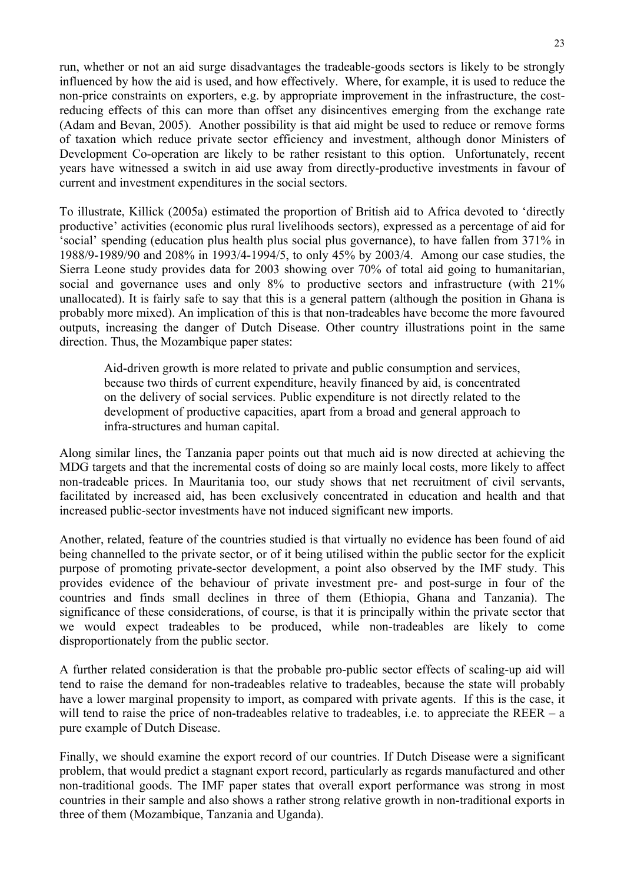run, whether or not an aid surge disadvantages the tradeable-goods sectors is likely to be strongly influenced by how the aid is used, and how effectively. Where, for example, it is used to reduce the non-price constraints on exporters, e.g. by appropriate improvement in the infrastructure, the cost-reducing effects of this can more than offset any disincentives emerging from the exchange rate (Adam and Bevan, 2005). Another possibility is that aid might be used to reduce or remove forms of taxation which reduce private sector efficiency and investment, although donor Ministers of Development Co-operation are likely to be rather resistant to this option. Unfortunately, recent years have witnessed a switch in aid use away from directly-productive investments in favour of current and investment expenditures in the social sectors.

To illustrate, Killick (2005a) estimated the proportion of British aid to Africa devoted to 'directly productive' activities (economic plus rural livelihoods sectors), expressed as a percentage of aid for 'social' spending (education plus health plus social plus governance), to have fallen from 371% in 1988/9-1989/90 and 208% in 1993/4-1994/5, to only 45% by 2003/4. Among our case studies, the Sierra Leone study provides data for 2003 showing over 70% of total aid going to humanitarian, social and governance uses and only 8% to productive sectors and infrastructure (with 21% unallocated). It is fairly safe to say that this is a general pattern (although the position in Ghana is probably more mixed). An implication of this is that non-tradeables have become the more favoured outputs, increasing the danger of Dutch Disease. Other country illustrations point in the same direction. Thus, the Mozambique paper states:

> Aid-driven growth is more related to private and public consumption and services, because two thirds of current expenditure, heavily financed by aid, is concentrated on the delivery of social services. Public expenditure is not directly related to the development of productive capacities, apart from a broad and general approach to infra-structures and human capital.

Along similar lines, the Tanzania paper points out that much aid is now directed at achieving the MDG targets and that the incremental costs of doing so are mainly local costs, more likely to affect non-tradeable prices. In Mauritania too, our study shows that net recruitment of civil servants, facilitated by increased aid, has been exclusively concentrated in education and health and that increased public-sector investments have not induced significant new imports.

Another, related, feature of the countries studied is that virtually no evidence has been found of aid being channelled to the private sector, or of it being utilised within the public sector for the explicit purpose of promoting private-sector development, a point also observed by the IMF study. This provides evidence of the behaviour of private investment pre- and post-surge in four of the countries and finds small declines in three of them (Ethiopia, Ghana and Tanzania). The significance of these considerations, of course, is that it is principally within the private sector that we would expect tradeables to be produced, while non-tradeables are likely to come disproportionately from the public sector.

A further related consideration is that the probable pro-public sector effects of scaling-up aid will tend to raise the demand for non-tradeables relative to tradeables, because the state will probably have a lower marginal propensity to import, as compared with private agents. If this is the case, it will tend to raise the price of non-tradeables relative to tradeables, i.e. to appreciate the REER – a pure example of Dutch Disease.

Finally, we should examine the export record of our countries. If Dutch Disease were a significant problem, that would predict a stagnant export record, particularly as regards manufactured and other non-traditional goods. The IMF paper states that overall export performance was strong in most countries in their sample and also shows a rather strong relative growth in non-traditional exports in three of them (Mozambique, Tanzania and Uganda).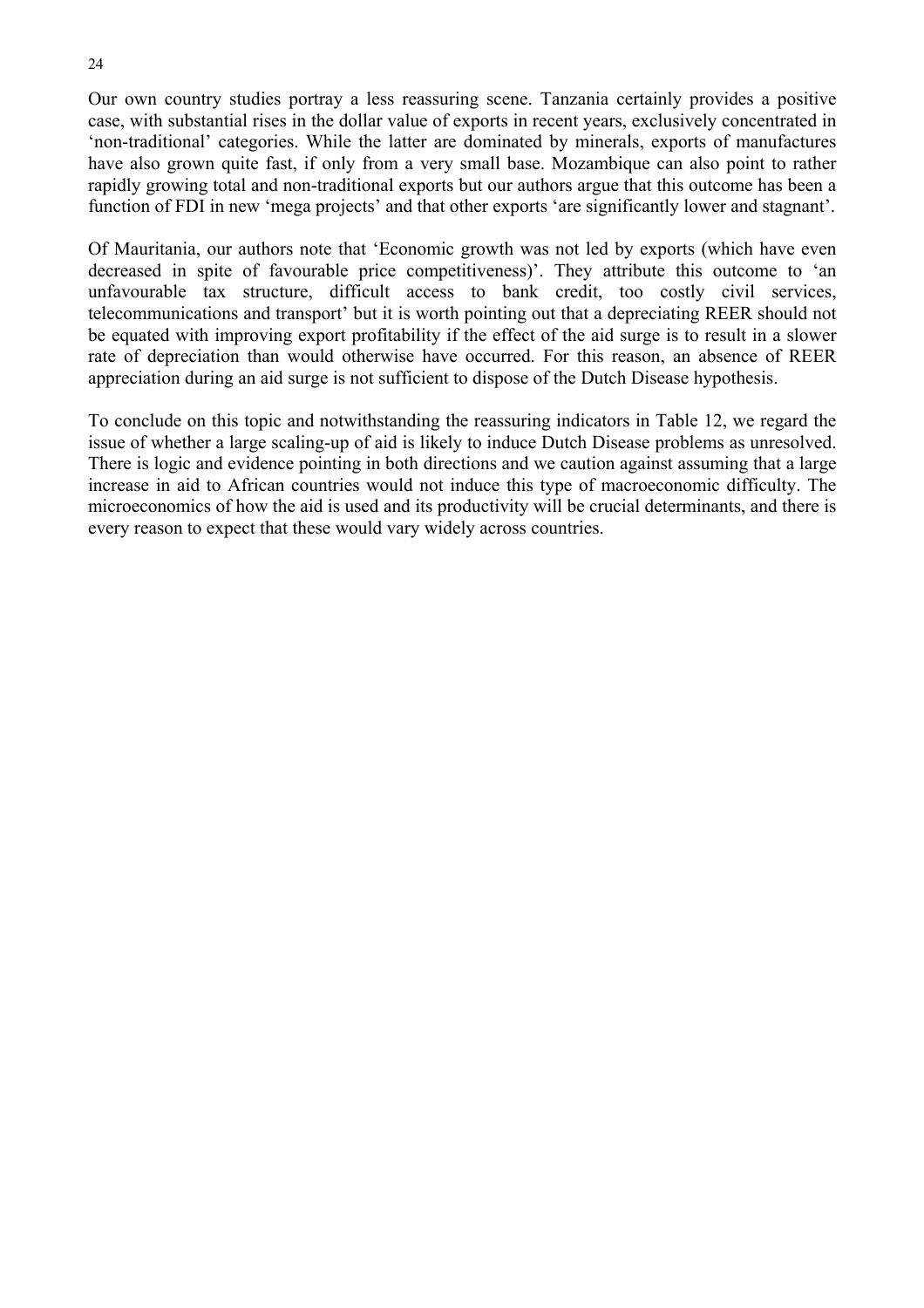Our own country studies portray a less reassuring scene. Tanzania certainly provides a positive case, with substantial rises in the dollar value of exports in recent years, exclusively concentrated in 'non-traditional' categories. While the latter are dominated by minerals, exports of manufactures have also grown quite fast, if only from a very small base. Mozambique can also point to rather rapidly growing total and non-traditional exports but our authors argue that this outcome has been a function of FDI in new 'mega projects' and that other exports 'are significantly lower and stagnant'.

Of Mauritania, our authors note that 'Economic growth was not led by exports (which have even decreased in spite of favourable price competitiveness)'. They attribute this outcome to 'an unfavourable tax structure, difficult access to bank credit, too costly civil services, telecommunications and transport' but it is worth pointing out that a depreciating REER should not be equated with improving export profitability if the effect of the aid surge is to result in a slower rate of depreciation than would otherwise have occurred. For this reason, an absence of REER appreciation during an aid surge is not sufficient to dispose of the Dutch Disease hypothesis.

To conclude on this topic and notwithstanding the reassuring indicators in Table 12, we regard the issue of whether a large scaling-up of aid is likely to induce Dutch Disease problems as unresolved. There is logic and evidence pointing in both directions and we caution against assuming that a large increase in aid to African countries would not induce this type of macroeconomic difficulty. The microeconomics of how the aid is used and its productivity will be crucial determinants, and there is every reason to expect that these would vary widely across countries.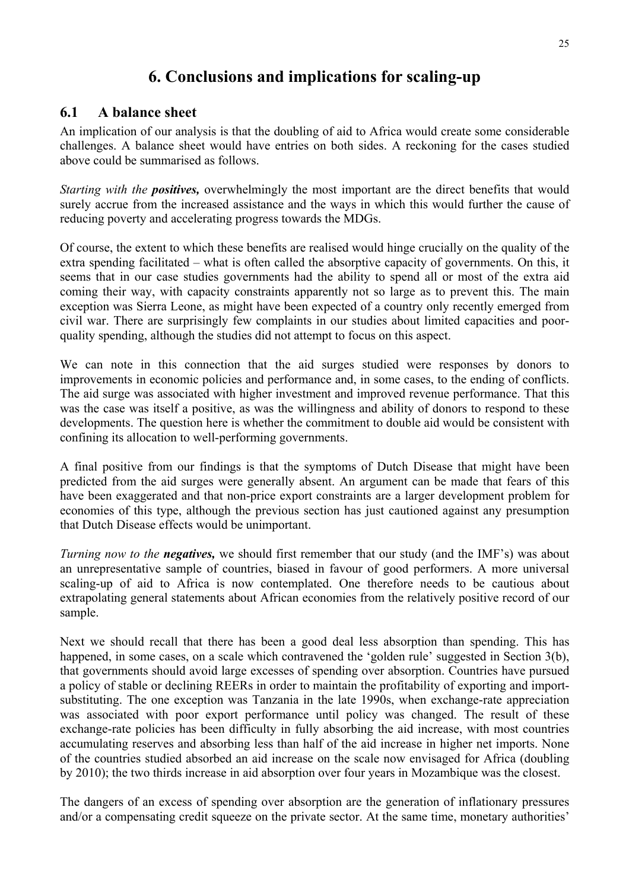# 6. Conclusions and implications for scaling-up

## 6.1 A balance sheet

An implication of our analysis is that the doubling of aid to Africa would create some considerable challenges. A balance sheet would have entries on both sides. A reckoning for the cases studied above could be summarised as follows.

*Starting with the* ***positives,*** overwhelmingly the most important are the direct benefits that would surely accrue from the increased assistance and the ways in which this would further the cause of reducing poverty and accelerating progress towards the MDGs.

Of course, the extent to which these benefits are realised would hinge crucially on the quality of the extra spending facilitated – what is often called the absorptive capacity of governments. On this, it seems that in our case studies governments had the ability to spend all or most of the extra aid coming their way, with capacity constraints apparently not so large as to prevent this. The main exception was Sierra Leone, as might have been expected of a country only recently emerged from civil war. There are surprisingly few complaints in our studies about limited capacities and poor-quality spending, although the studies did not attempt to focus on this aspect.

We can note in this connection that the aid surges studied were responses by donors to improvements in economic policies and performance and, in some cases, to the ending of conflicts. The aid surge was associated with higher investment and improved revenue performance. That this was the case was itself a positive, as was the willingness and ability of donors to respond to these developments. The question here is whether the commitment to double aid would be consistent with confining its allocation to well-performing governments.

A final positive from our findings is that the symptoms of Dutch Disease that might have been predicted from the aid surges were generally absent. An argument can be made that fears of this have been exaggerated and that non-price export constraints are a larger development problem for economies of this type, although the previous section has just cautioned against any presumption that Dutch Disease effects would be unimportant.

*Turning now to the* ***negatives,*** we should first remember that our study (and the IMF's) was about an unrepresentative sample of countries, biased in favour of good performers. A more universal scaling-up of aid to Africa is now contemplated. One therefore needs to be cautious about extrapolating general statements about African economies from the relatively positive record of our sample.

Next we should recall that there has been a good deal less absorption than spending. This has happened, in some cases, on a scale which contravened the 'golden rule' suggested in Section 3(b), that governments should avoid large excesses of spending over absorption. Countries have pursued a policy of stable or declining REERs in order to maintain the profitability of exporting and import-substituting. The one exception was Tanzania in the late 1990s, when exchange-rate appreciation was associated with poor export performance until policy was changed. The result of these exchange-rate policies has been difficulty in fully absorbing the aid increase, with most countries accumulating reserves and absorbing less than half of the aid increase in higher net imports. None of the countries studied absorbed an aid increase on the scale now envisaged for Africa (doubling by 2010); the two thirds increase in aid absorption over four years in Mozambique was the closest.

The dangers of an excess of spending over absorption are the generation of inflationary pressures and/or a compensating credit squeeze on the private sector. At the same time, monetary authorities'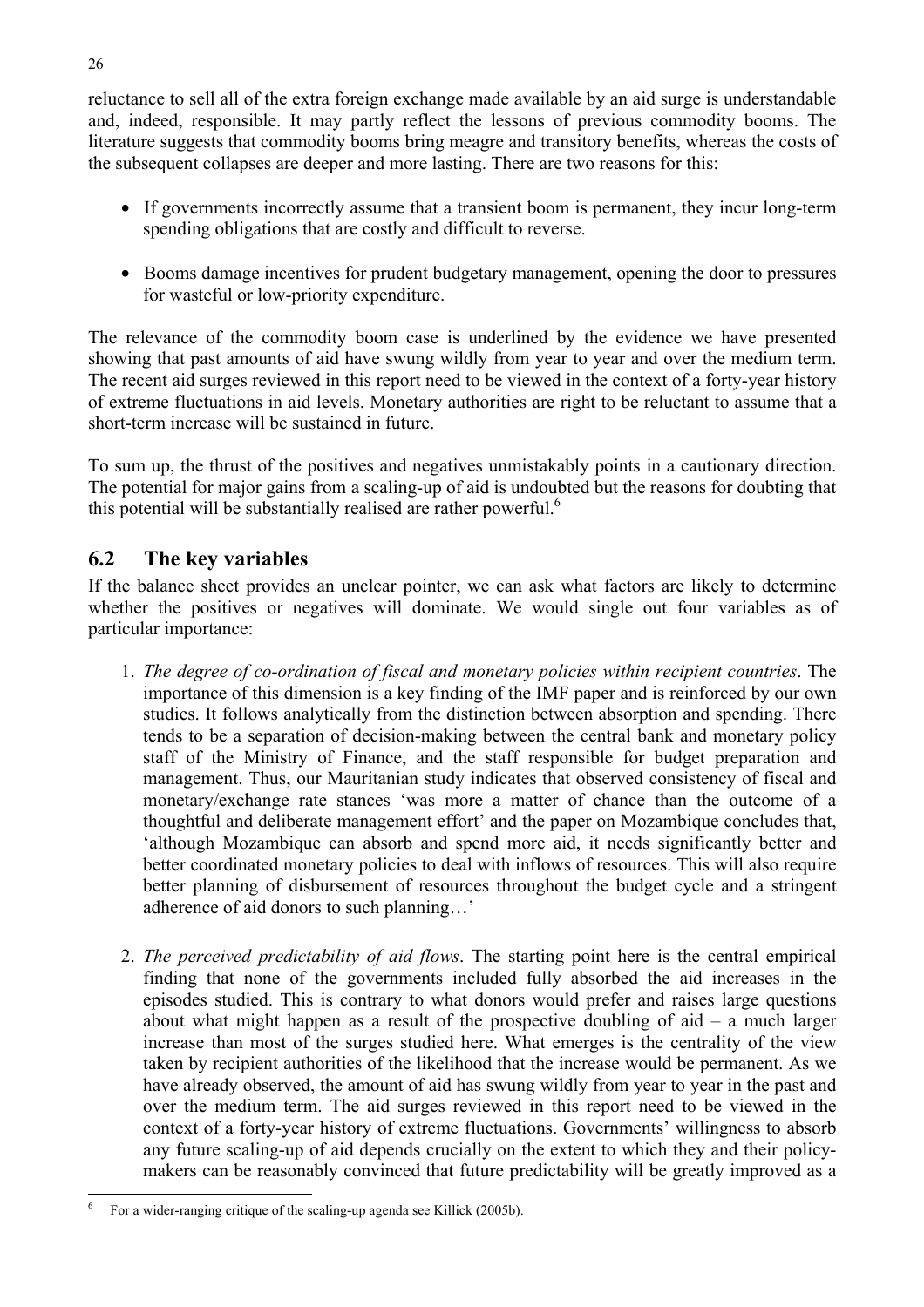reluctance to sell all of the extra foreign exchange made available by an aid surge is understandable and, indeed, responsible. It may partly reflect the lessons of previous commodity booms. The literature suggests that commodity booms bring meagre and transitory benefits, whereas the costs of the subsequent collapses are deeper and more lasting. There are two reasons for this:

- If governments incorrectly assume that a transient boom is permanent, they incur long-term spending obligations that are costly and difficult to reverse.
- Booms damage incentives for prudent budgetary management, opening the door to pressures for wasteful or low-priority expenditure.

The relevance of the commodity boom case is underlined by the evidence we have presented showing that past amounts of aid have swung wildly from year to year and over the medium term. The recent aid surges reviewed in this report need to be viewed in the context of a forty-year history of extreme fluctuations in aid levels. Monetary authorities are right to be reluctant to assume that a short-term increase will be sustained in future.

To sum up, the thrust of the positives and negatives unmistakably points in a cautionary direction. The potential for major gains from a scaling-up of aid is undoubted but the reasons for doubting that this potential will be substantially realised are rather powerful.[6]

## 6.2 The key variables

If the balance sheet provides an unclear pointer, we can ask what factors are likely to determine whether the positives or negatives will dominate. We would single out four variables as of particular importance:

1. *The degree of co-ordination of fiscal and monetary policies within recipient countries*. The importance of this dimension is a key finding of the IMF paper and is reinforced by our own studies. It follows analytically from the distinction between absorption and spending. There tends to be a separation of decision-making between the central bank and monetary policy staff of the Ministry of Finance, and the staff responsible for budget preparation and management. Thus, our Mauritanian study indicates that observed consistency of fiscal and monetary/exchange rate stances 'was more a matter of chance than the outcome of a thoughtful and deliberate management effort' and the paper on Mozambique concludes that, 'although Mozambique can absorb and spend more aid, it needs significantly better and better coordinated monetary policies to deal with inflows of resources. This will also require better planning of disbursement of resources throughout the budget cycle and a stringent adherence of aid donors to such planning…'

2. *The perceived predictability of aid flows*. The starting point here is the central empirical finding that none of the governments included fully absorbed the aid increases in the episodes studied. This is contrary to what donors would prefer and raises large questions about what might happen as a result of the prospective doubling of aid – a much larger increase than most of the surges studied here. What emerges is the centrality of the view taken by recipient authorities of the likelihood that the increase would be permanent. As we have already observed, the amount of aid has swung wildly from year to year in the past and over the medium term. The aid surges reviewed in this report need to be viewed in the context of a forty-year history of extreme fluctuations. Governments' willingness to absorb any future scaling-up of aid depends crucially on the extent to which they and their policy-makers can be reasonably convinced that future predictability will be greatly improved as a

---

[6] For a wider-ranging critique of the scaling-up agenda see Killick (2005b).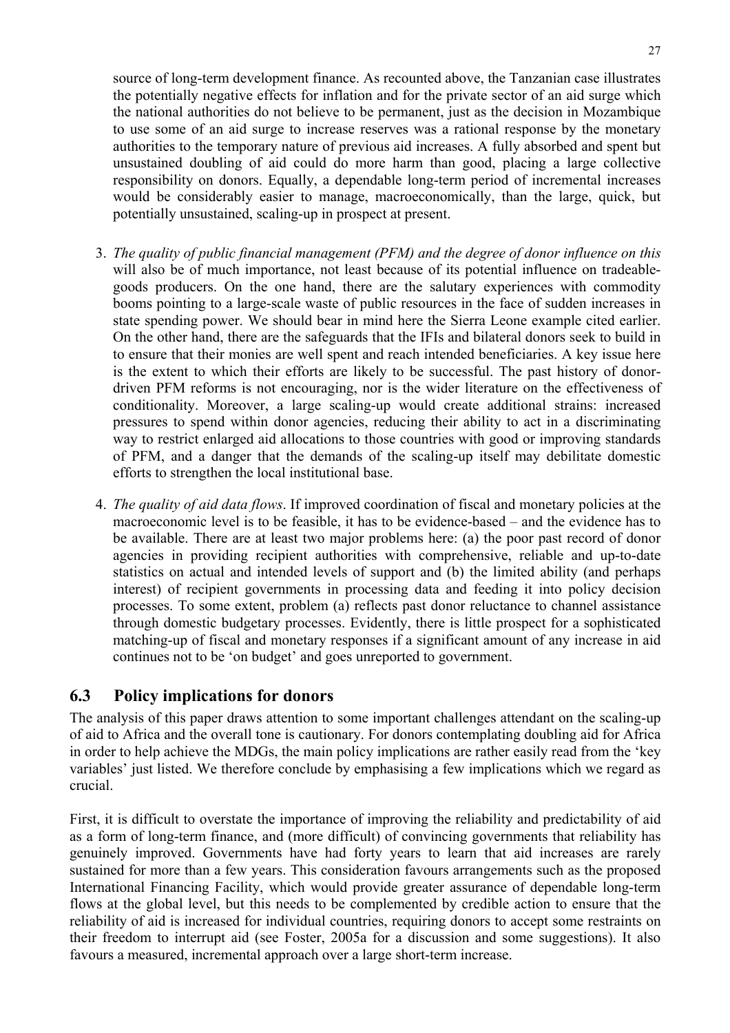source of long-term development finance. As recounted above, the Tanzanian case illustrates the potentially negative effects for inflation and for the private sector of an aid surge which the national authorities do not believe to be permanent, just as the decision in Mozambique to use some of an aid surge to increase reserves was a rational response by the monetary authorities to the temporary nature of previous aid increases. A fully absorbed and spent but unsustained doubling of aid could do more harm than good, placing a large collective responsibility on donors. Equally, a dependable long-term period of incremental increases would be considerably easier to manage, macroeconomically, than the large, quick, but potentially unsustained, scaling-up in prospect at present.

3. *The quality of public financial management (PFM) and the degree of donor influence on this* will also be of much importance, not least because of its potential influence on tradeable-goods producers. On the one hand, there are the salutary experiences with commodity booms pointing to a large-scale waste of public resources in the face of sudden increases in state spending power. We should bear in mind here the Sierra Leone example cited earlier. On the other hand, there are the safeguards that the IFIs and bilateral donors seek to build in to ensure that their monies are well spent and reach intended beneficiaries. A key issue here is the extent to which their efforts are likely to be successful. The past history of donor-driven PFM reforms is not encouraging, nor is the wider literature on the effectiveness of conditionality. Moreover, a large scaling-up would create additional strains: increased pressures to spend within donor agencies, reducing their ability to act in a discriminating way to restrict enlarged aid allocations to those countries with good or improving standards of PFM, and a danger that the demands of the scaling-up itself may debilitate domestic efforts to strengthen the local institutional base.

4. *The quality of aid data flows*. If improved coordination of fiscal and monetary policies at the macroeconomic level is to be feasible, it has to be evidence-based – and the evidence has to be available. There are at least two major problems here: (a) the poor past record of donor agencies in providing recipient authorities with comprehensive, reliable and up-to-date statistics on actual and intended levels of support and (b) the limited ability (and perhaps interest) of recipient governments in processing data and feeding it into policy decision processes. To some extent, problem (a) reflects past donor reluctance to channel assistance through domestic budgetary processes. Evidently, there is little prospect for a sophisticated matching-up of fiscal and monetary responses if a significant amount of any increase in aid continues not to be 'on budget' and goes unreported to government.

## 6.3 Policy implications for donors

The analysis of this paper draws attention to some important challenges attendant on the scaling-up of aid to Africa and the overall tone is cautionary. For donors contemplating doubling aid for Africa in order to help achieve the MDGs, the main policy implications are rather easily read from the 'key variables' just listed. We therefore conclude by emphasising a few implications which we regard as crucial.

First, it is difficult to overstate the importance of improving the reliability and predictability of aid as a form of long-term finance, and (more difficult) of convincing governments that reliability has genuinely improved. Governments have had forty years to learn that aid increases are rarely sustained for more than a few years. This consideration favours arrangements such as the proposed International Financing Facility, which would provide greater assurance of dependable long-term flows at the global level, but this needs to be complemented by credible action to ensure that the reliability of aid is increased for individual countries, requiring donors to accept some restraints on their freedom to interrupt aid (see Foster, 2005a for a discussion and some suggestions). It also favours a measured, incremental approach over a large short-term increase.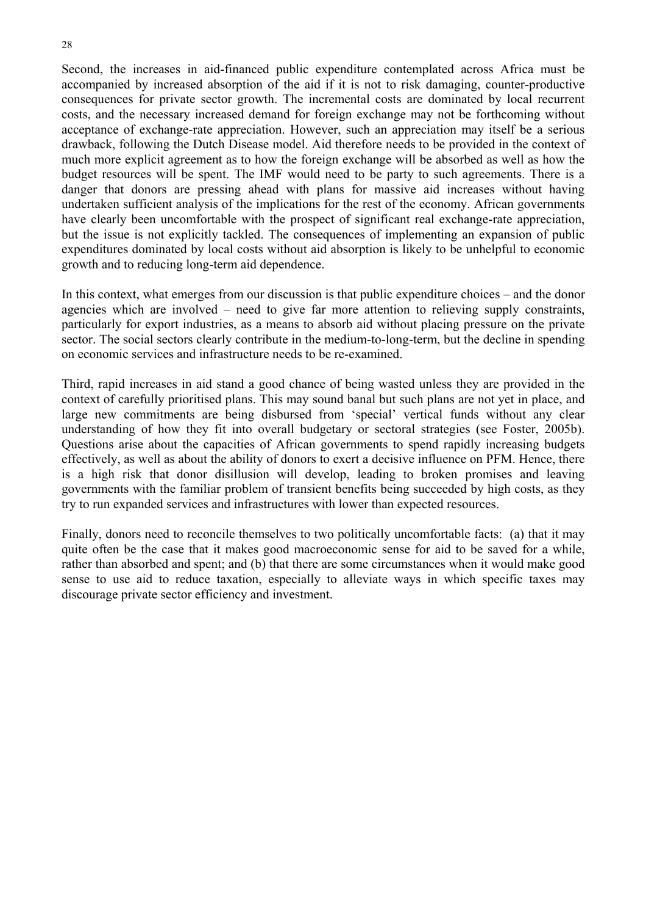Second, the increases in aid-financed public expenditure contemplated across Africa must be accompanied by increased absorption of the aid if it is not to risk damaging, counter-productive consequences for private sector growth. The incremental costs are dominated by local recurrent costs, and the necessary increased demand for foreign exchange may not be forthcoming without acceptance of exchange-rate appreciation. However, such an appreciation may itself be a serious drawback, following the Dutch Disease model. Aid therefore needs to be provided in the context of much more explicit agreement as to how the foreign exchange will be absorbed as well as how the budget resources will be spent. The IMF would need to be party to such agreements. There is a danger that donors are pressing ahead with plans for massive aid increases without having undertaken sufficient analysis of the implications for the rest of the economy. African governments have clearly been uncomfortable with the prospect of significant real exchange-rate appreciation, but the issue is not explicitly tackled. The consequences of implementing an expansion of public expenditures dominated by local costs without aid absorption is likely to be unhelpful to economic growth and to reducing long-term aid dependence.

In this context, what emerges from our discussion is that public expenditure choices – and the donor agencies which are involved – need to give far more attention to relieving supply constraints, particularly for export industries, as a means to absorb aid without placing pressure on the private sector. The social sectors clearly contribute in the medium-to-long-term, but the decline in spending on economic services and infrastructure needs to be re-examined.

Third, rapid increases in aid stand a good chance of being wasted unless they are provided in the context of carefully prioritised plans. This may sound banal but such plans are not yet in place, and large new commitments are being disbursed from 'special' vertical funds without any clear understanding of how they fit into overall budgetary or sectoral strategies (see Foster, 2005b). Questions arise about the capacities of African governments to spend rapidly increasing budgets effectively, as well as about the ability of donors to exert a decisive influence on PFM. Hence, there is a high risk that donor disillusion will develop, leading to broken promises and leaving governments with the familiar problem of transient benefits being succeeded by high costs, as they try to run expanded services and infrastructures with lower than expected resources.

Finally, donors need to reconcile themselves to two politically uncomfortable facts: (a) that it may quite often be the case that it makes good macroeconomic sense for aid to be saved for a while, rather than absorbed and spent; and (b) that there are some circumstances when it would make good sense to use aid to reduce taxation, especially to alleviate ways in which specific taxes may discourage private sector efficiency and investment.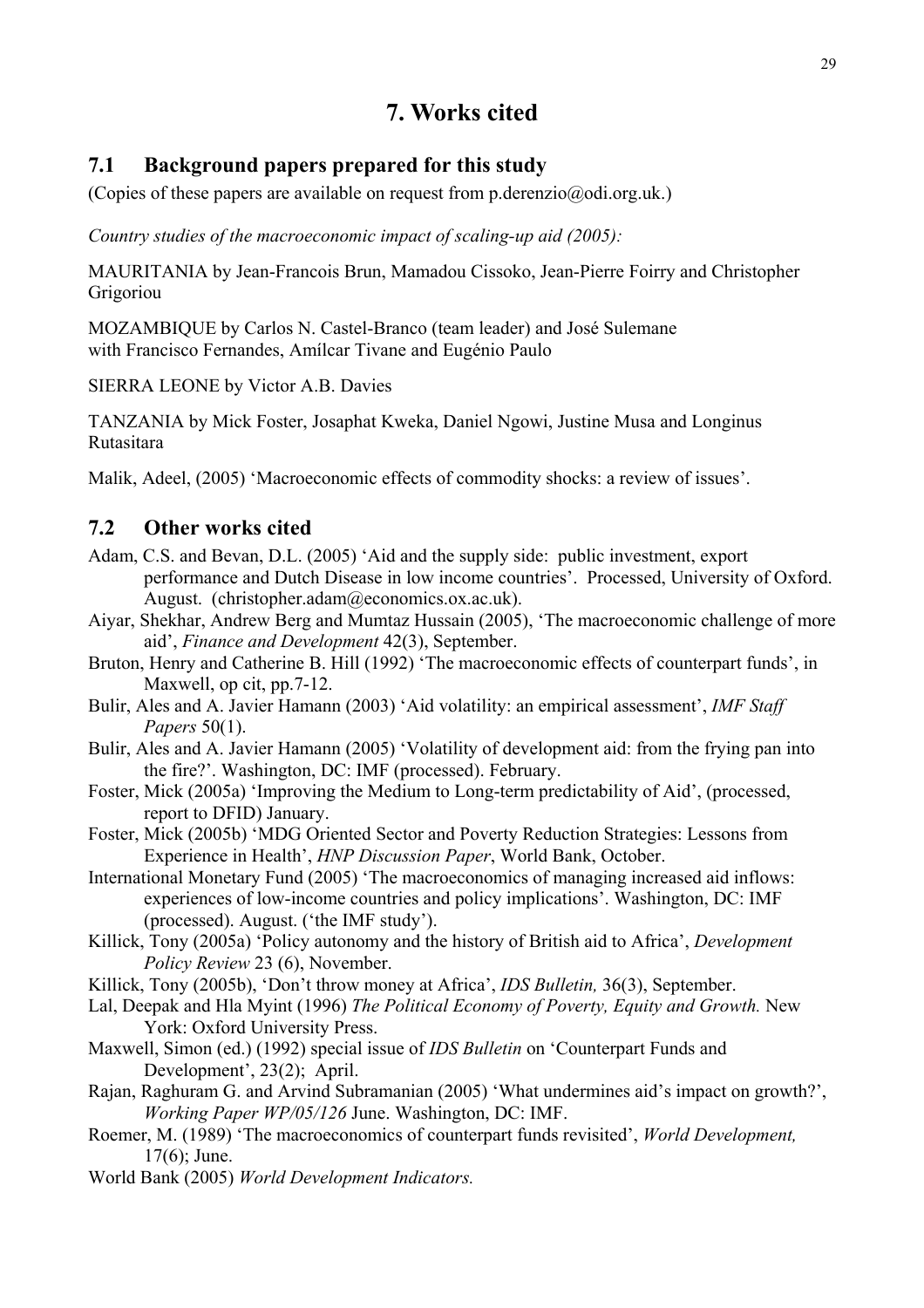# 7. Works cited

## 7.1 Background papers prepared for this study

(Copies of these papers are available on request from p.derenzio@odi.org.uk.)

*Country studies of the macroeconomic impact of scaling-up aid (2005):*

MAURITANIA by Jean-Francois Brun, Mamadou Cissoko, Jean-Pierre Foirry and Christopher Grigoriou

MOZAMBIQUE by Carlos N. Castel-Branco (team leader) and José Sulemane with Francisco Fernandes, Amílcar Tivane and Eugénio Paulo

SIERRA LEONE by Victor A.B. Davies

TANZANIA by Mick Foster, Josaphat Kweka, Daniel Ngowi, Justine Musa and Longinus Rutasitara

Malik, Adeel, (2005) 'Macroeconomic effects of commodity shocks: a review of issues'.

## 7.2 Other works cited

Adam, C.S. and Bevan, D.L. (2005) 'Aid and the supply side: public investment, export performance and Dutch Disease in low income countries'. Processed, University of Oxford. August. (christopher.adam@economics.ox.ac.uk).

Aiyar, Shekhar, Andrew Berg and Mumtaz Hussain (2005), 'The macroeconomic challenge of more aid', *Finance and Development* 42(3), September.

Bruton, Henry and Catherine B. Hill (1992) 'The macroeconomic effects of counterpart funds', in Maxwell, op cit, pp.7-12.

Bulir, Ales and A. Javier Hamann (2003) 'Aid volatility: an empirical assessment', *IMF Staff Papers* 50(1).

Bulir, Ales and A. Javier Hamann (2005) 'Volatility of development aid: from the frying pan into the fire?'. Washington, DC: IMF (processed). February.

Foster, Mick (2005a) 'Improving the Medium to Long-term predictability of Aid', (processed, report to DFID) January.

Foster, Mick (2005b) 'MDG Oriented Sector and Poverty Reduction Strategies: Lessons from Experience in Health', *HNP Discussion Paper*, World Bank, October.

International Monetary Fund (2005) 'The macroeconomics of managing increased aid inflows: experiences of low-income countries and policy implications'. Washington, DC: IMF (processed). August. ('the IMF study').

Killick, Tony (2005a) 'Policy autonomy and the history of British aid to Africa', *Development Policy Review* 23 (6), November.

Killick, Tony (2005b), 'Don't throw money at Africa', *IDS Bulletin,* 36(3), September.

Lal, Deepak and Hla Myint (1996) *The Political Economy of Poverty, Equity and Growth.* New York: Oxford University Press.

Maxwell, Simon (ed.) (1992) special issue of *IDS Bulletin* on 'Counterpart Funds and Development', 23(2); April.

Rajan, Raghuram G. and Arvind Subramanian (2005) 'What undermines aid's impact on growth?', *Working Paper WP/05/126* June. Washington, DC: IMF.

Roemer, M. (1989) 'The macroeconomics of counterpart funds revisited', *World Development,* 17(6); June.

World Bank (2005) *World Development Indicators.*